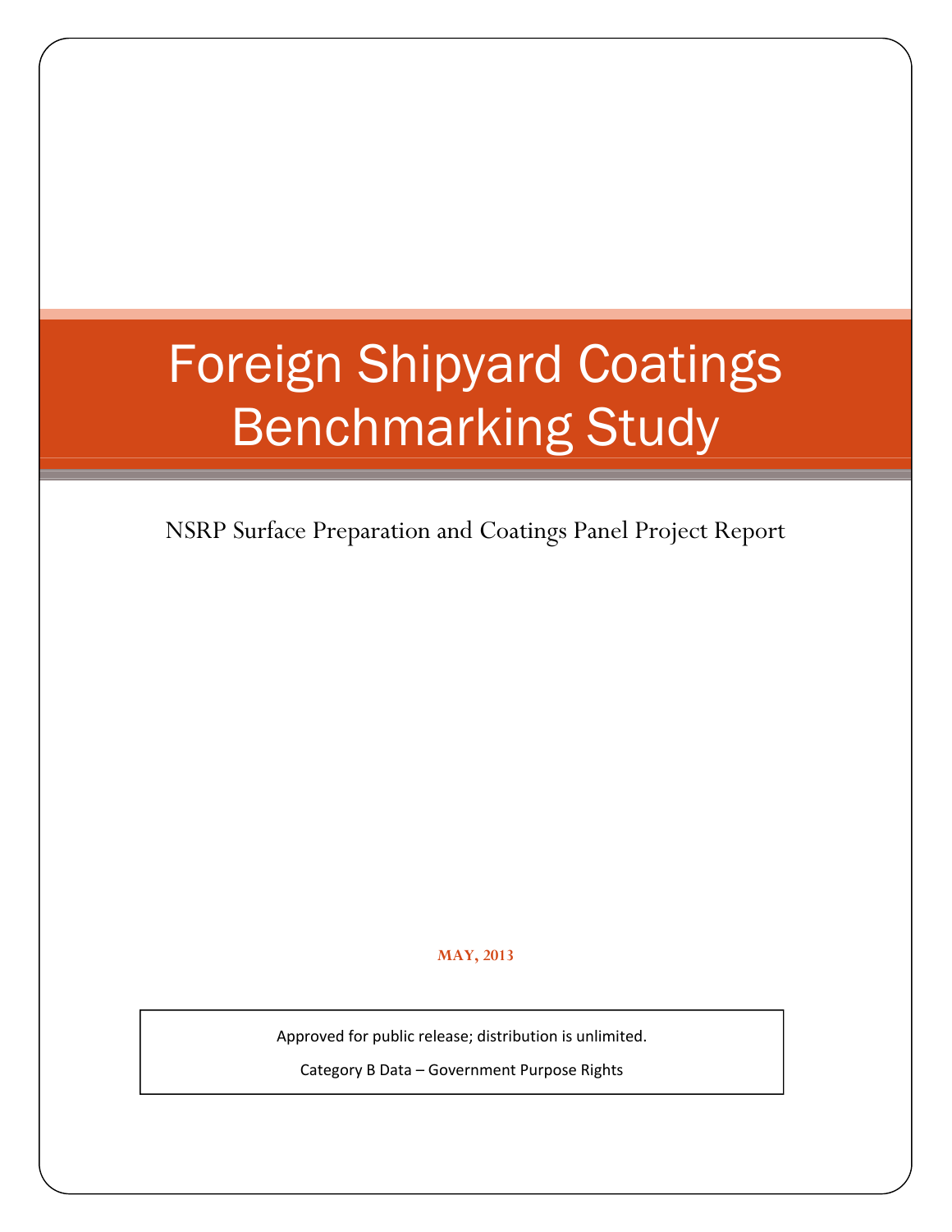# Foreign Shipyard Coatings Benchmarking Study

NSRP Surface Preparation and Coatings Panel Project Report

**MAY, 2013**

Approved for public release; distribution is unlimited.

Category B Data – Government Purpose Rights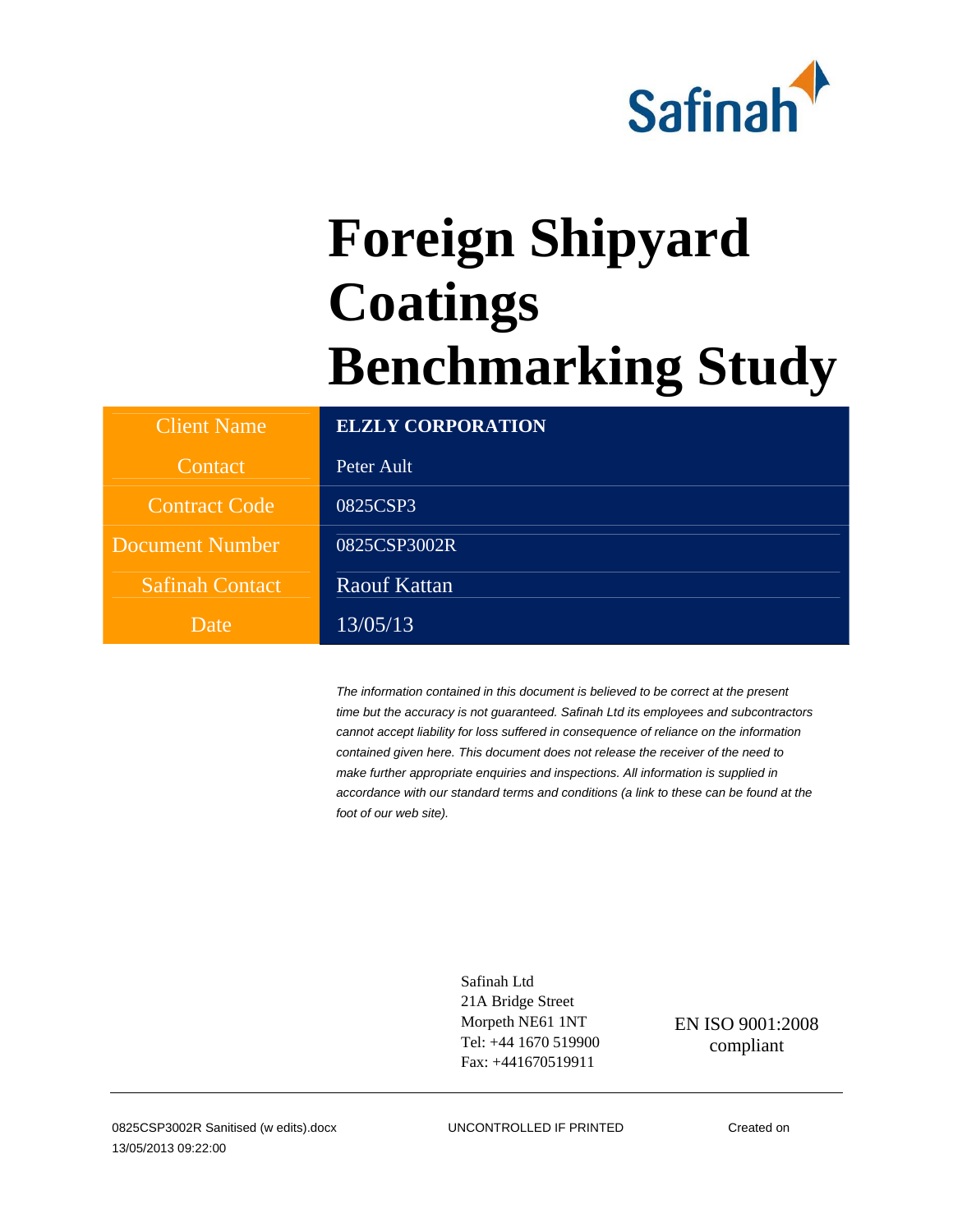# Foreign Shipyard Coatings Benchmarking Study

| Client Name | ELZLY CORPORATION |
|---|---|
| Contact | Peter Ault |
| Contract Code | 0825CSP3 |
| Document Number | 0825CSP3002R |
| Safinah Contact | Raouf Kattan |
| Date | 13/05/13 |

*The information contained in this document is believed to be correct at the present time but the accuracy is not guaranteed. Safinah Ltd its employees and subcontractors cannot accept liability for loss suffered in consequence of reliance on the information contained given here. This document does not release the receiver of the need to make further appropriate enquiries and inspections. All information is supplied in accordance with our standard terms and conditions (a link to these can be found at the foot of our web site).*

Safinah Ltd
21A Bridge Street
Morpeth NE61 1NT
Tel: +44 1670 519900
Fax: +441670519911

EN ISO 9001:2008 compliant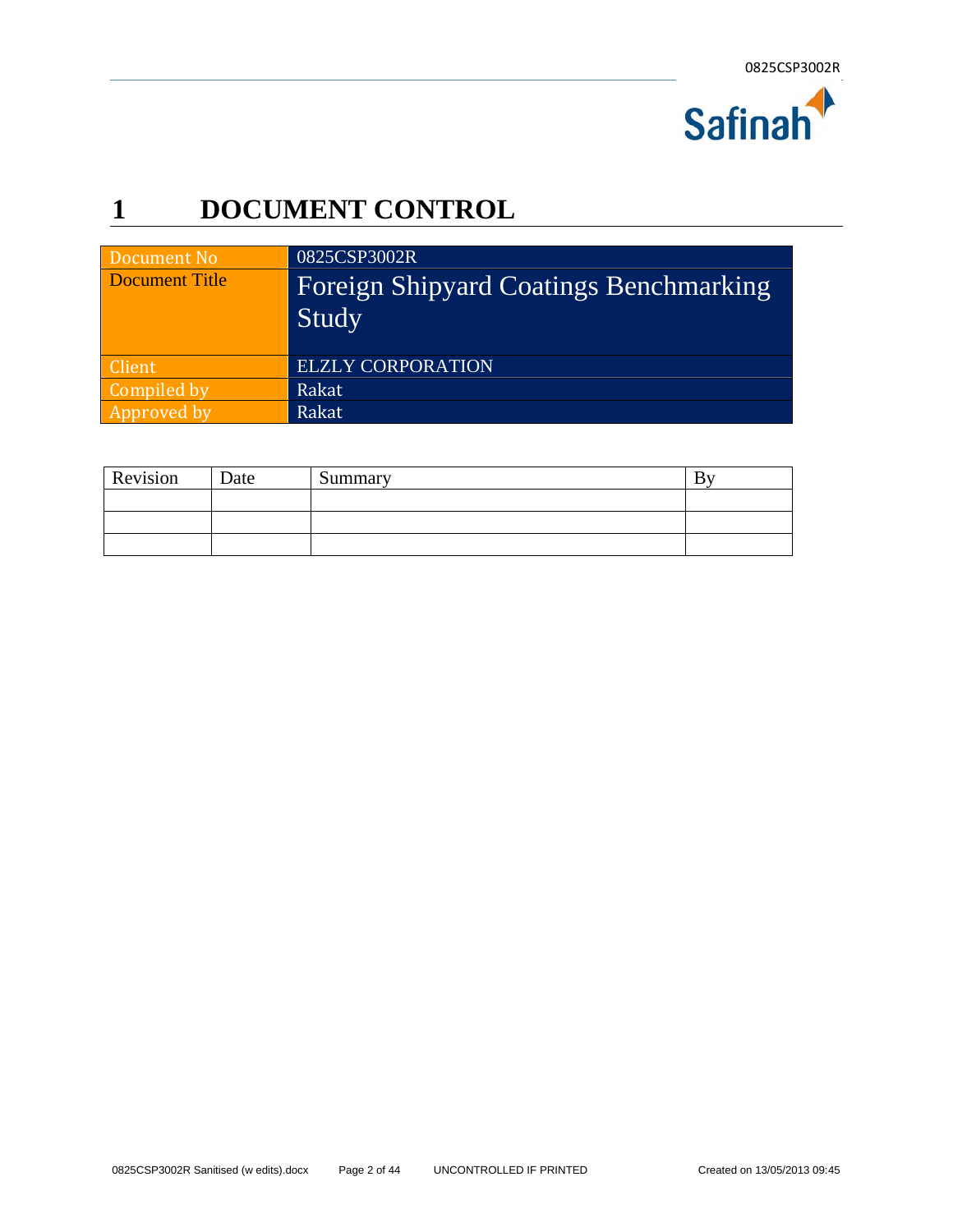# 1 DOCUMENT CONTROL

| Document No | 0825CSP3002R |
|---|---|
| Document Title | Foreign Shipyard Coatings Benchmarking Study |
| Client | ELZLY CORPORATION |
| Compiled by | Rakat |
| Approved by | Rakat |

| Revision | Date | Summary | By |
|---|---|---|---|
| | | | |
| | | | |
| | | | |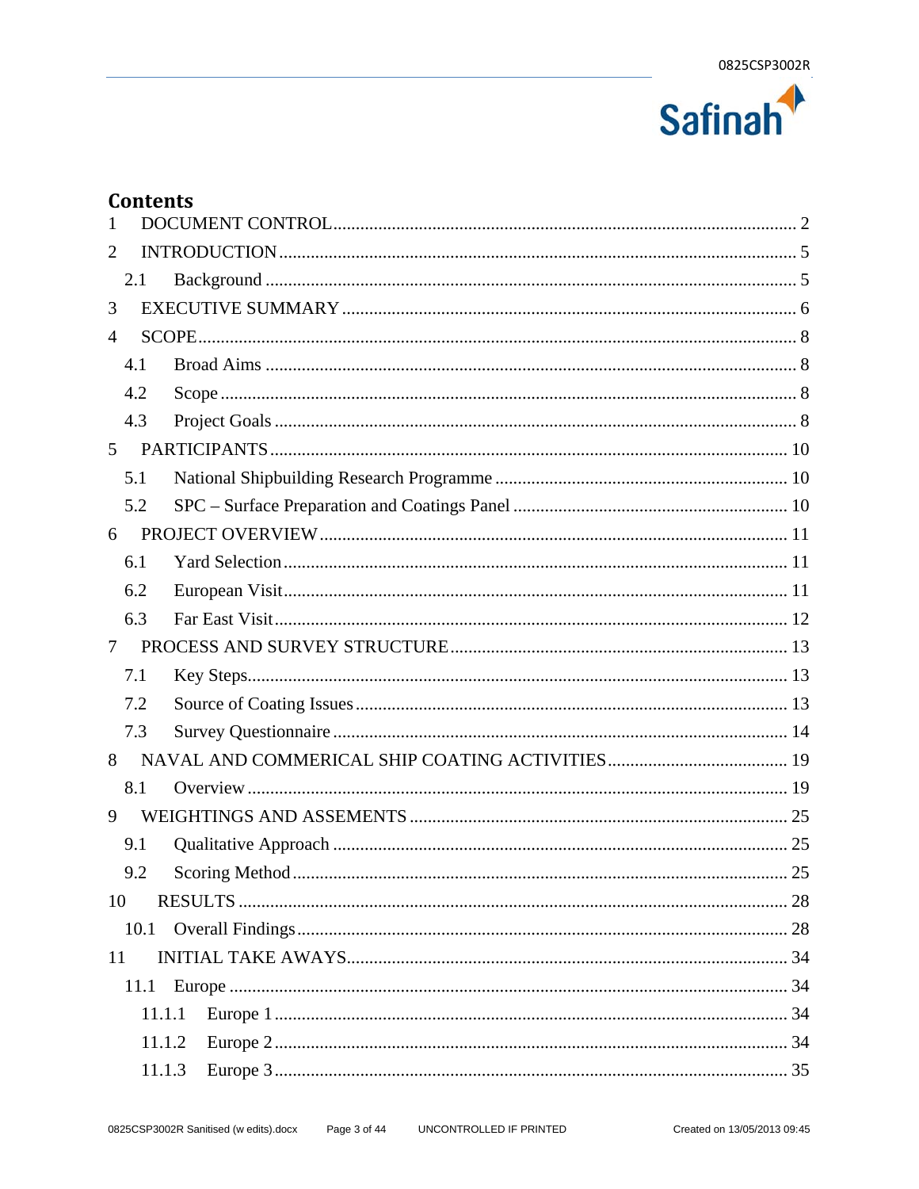# Contents

1 DOCUMENT CONTROL ..... 2

2 INTRODUCTION ..... 5

- 2.1 Background ..... 5

3 EXECUTIVE SUMMARY ..... 6

4 SCOPE ..... 8

- 4.1 Broad Aims ..... 8
- 4.2 Scope ..... 8
- 4.3 Project Goals ..... 8

5 PARTICIPANTS ..... 10

- 5.1 National Shipbuilding Research Programme ..... 10
- 5.2 SPC – Surface Preparation and Coatings Panel ..... 10

6 PROJECT OVERVIEW ..... 11

- 6.1 Yard Selection ..... 11
- 6.2 European Visit ..... 11
- 6.3 Far East Visit ..... 12

7 PROCESS AND SURVEY STRUCTURE ..... 13

- 7.1 Key Steps ..... 13
- 7.2 Source of Coating Issues ..... 13
- 7.3 Survey Questionnaire ..... 14

8 NAVAL AND COMMERICAL SHIP COATING ACTIVITIES ..... 19

- 8.1 Overview ..... 19

9 WEIGHTINGS AND ASSEMENTS ..... 25

- 9.1 Qualitative Approach ..... 25
- 9.2 Scoring Method ..... 25

10 RESULTS ..... 28

- 10.1 Overall Findings ..... 28

11 INITIAL TAKE AWAYS ..... 34

- 11.1 Europe ..... 34
  - 11.1.1 Europe 1 ..... 34
  - 11.1.2 Europe 2 ..... 34
  - 11.1.3 Europe 3 ..... 35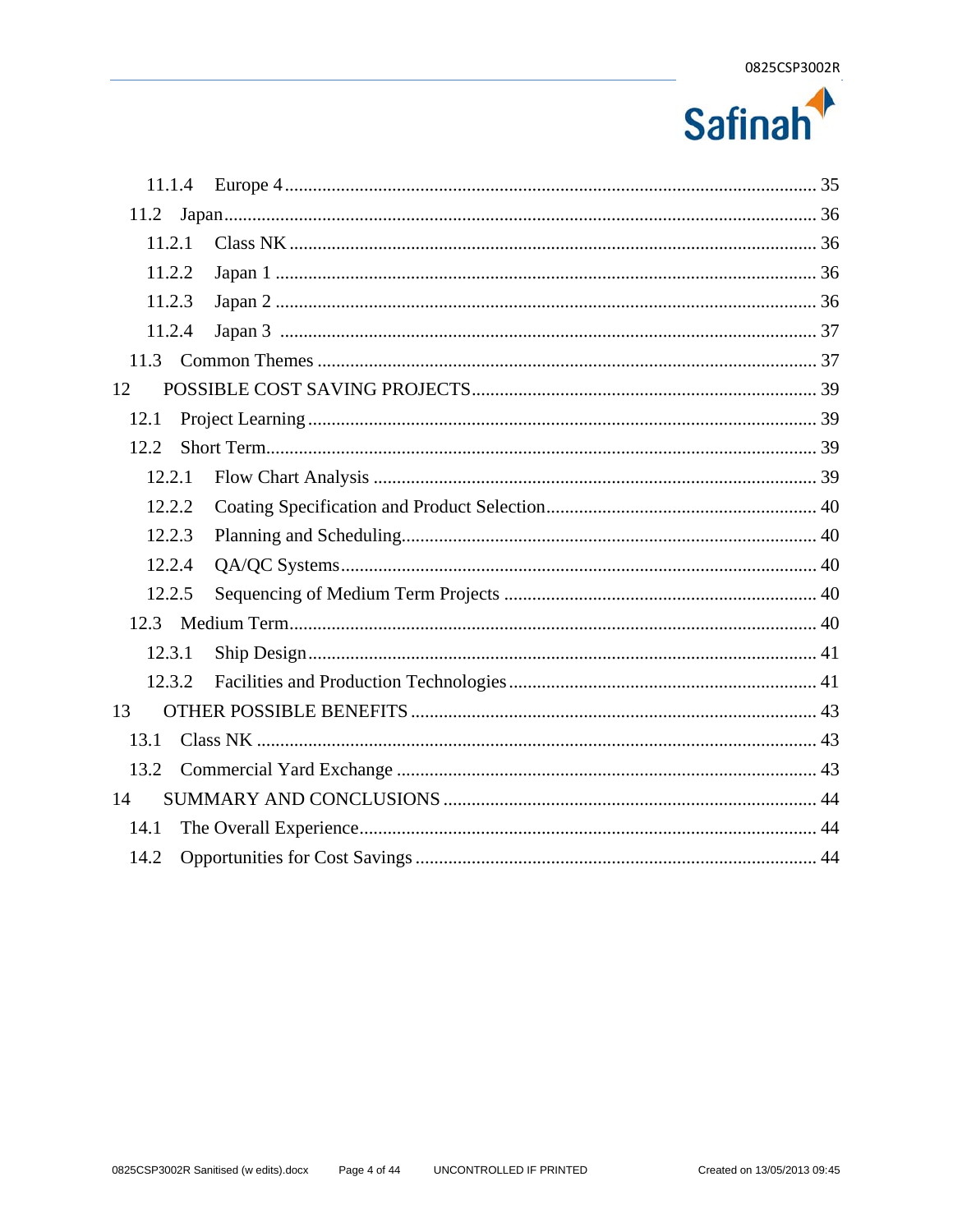11.1.4 Europe 4 ........ 35

11.2 Japan ........ 36

11.2.1 Class NK ........ 36

11.2.2 Japan 1 ........ 36

11.2.3 Japan 2 ........ 36

11.2.4 Japan 3 ........ 37

11.3 Common Themes ........ 37

12 POSSIBLE COST SAVING PROJECTS ........ 39

12.1 Project Learning ........ 39

12.2 Short Term ........ 39

12.2.1 Flow Chart Analysis ........ 39

12.2.2 Coating Specification and Product Selection ........ 40

12.2.3 Planning and Scheduling ........ 40

12.2.4 QA/QC Systems ........ 40

12.2.5 Sequencing of Medium Term Projects ........ 40

12.3 Medium Term ........ 40

12.3.1 Ship Design ........ 41

12.3.2 Facilities and Production Technologies ........ 41

13 OTHER POSSIBLE BENEFITS ........ 43

13.1 Class NK ........ 43

13.2 Commercial Yard Exchange ........ 43

14 SUMMARY AND CONCLUSIONS ........ 44

14.1 The Overall Experience ........ 44

14.2 Opportunities for Cost Savings ........ 44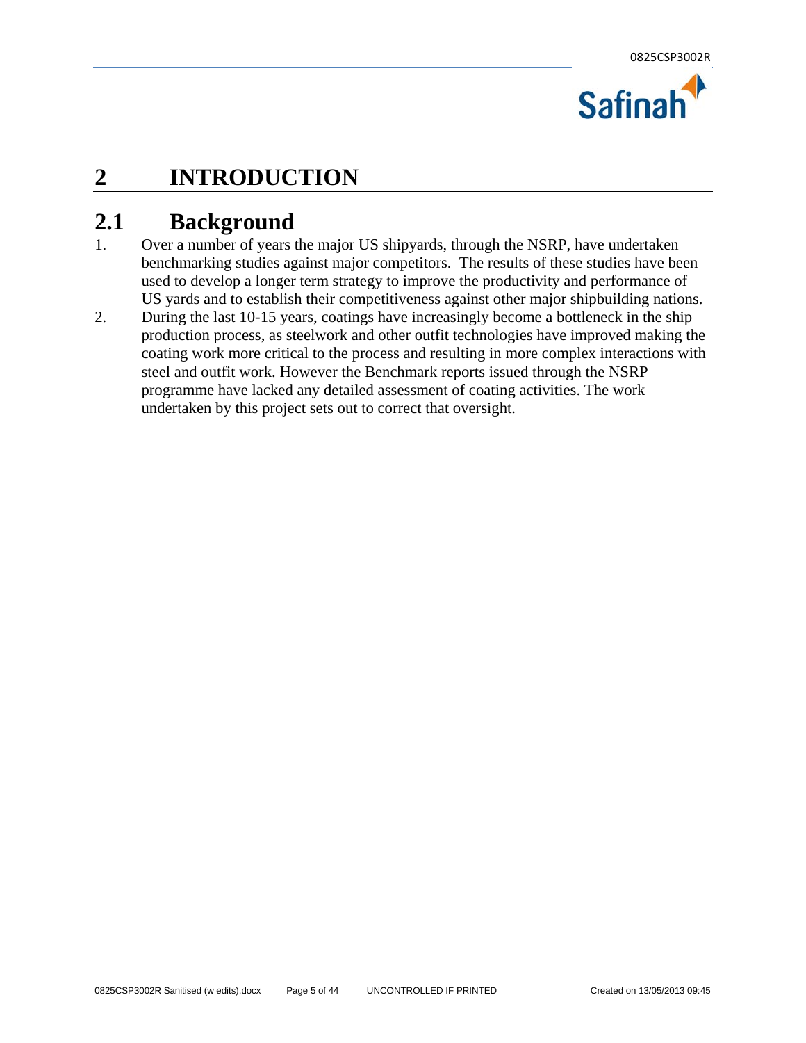# 2 INTRODUCTION

## 2.1 Background

1. Over a number of years the major US shipyards, through the NSRP, have undertaken benchmarking studies against major competitors. The results of these studies have been used to develop a longer term strategy to improve the productivity and performance of US yards and to establish their competitiveness against other major shipbuilding nations.
2. During the last 10-15 years, coatings have increasingly become a bottleneck in the ship production process, as steelwork and other outfit technologies have improved making the coating work more critical to the process and resulting in more complex interactions with steel and outfit work. However the Benchmark reports issued through the NSRP programme have lacked any detailed assessment of coating activities. The work undertaken by this project sets out to correct that oversight.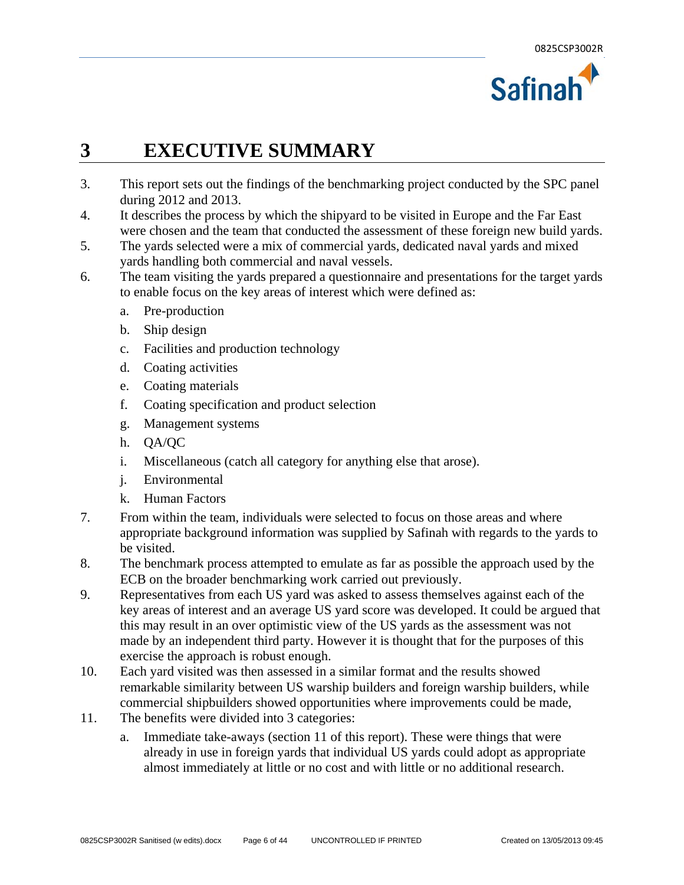# 3 EXECUTIVE SUMMARY

3. This report sets out the findings of the benchmarking project conducted by the SPC panel during 2012 and 2013.
4. It describes the process by which the shipyard to be visited in Europe and the Far East were chosen and the team that conducted the assessment of these foreign new build yards.
5. The yards selected were a mix of commercial yards, dedicated naval yards and mixed yards handling both commercial and naval vessels.
6. The team visiting the yards prepared a questionnaire and presentations for the target yards to enable focus on the key areas of interest which were defined as:
    a. Pre-production
    b. Ship design
    c. Facilities and production technology
    d. Coating activities
    e. Coating materials
    f. Coating specification and product selection
    g. Management systems
    h. QA/QC
    i. Miscellaneous (catch all category for anything else that arose).
    j. Environmental
    k. Human Factors
7. From within the team, individuals were selected to focus on those areas and where appropriate background information was supplied by Safinah with regards to the yards to be visited.
8. The benchmark process attempted to emulate as far as possible the approach used by the ECB on the broader benchmarking work carried out previously.
9. Representatives from each US yard was asked to assess themselves against each of the key areas of interest and an average US yard score was developed. It could be argued that this may result in an over optimistic view of the US yards as the assessment was not made by an independent third party. However it is thought that for the purposes of this exercise the approach is robust enough.
10. Each yard visited was then assessed in a similar format and the results showed remarkable similarity between US warship builders and foreign warship builders, while commercial shipbuilders showed opportunities where improvements could be made,
11. The benefits were divided into 3 categories:
    a. Immediate take-aways (section 11 of this report). These were things that were already in use in foreign yards that individual US yards could adopt as appropriate almost immediately at little or no cost and with little or no additional research.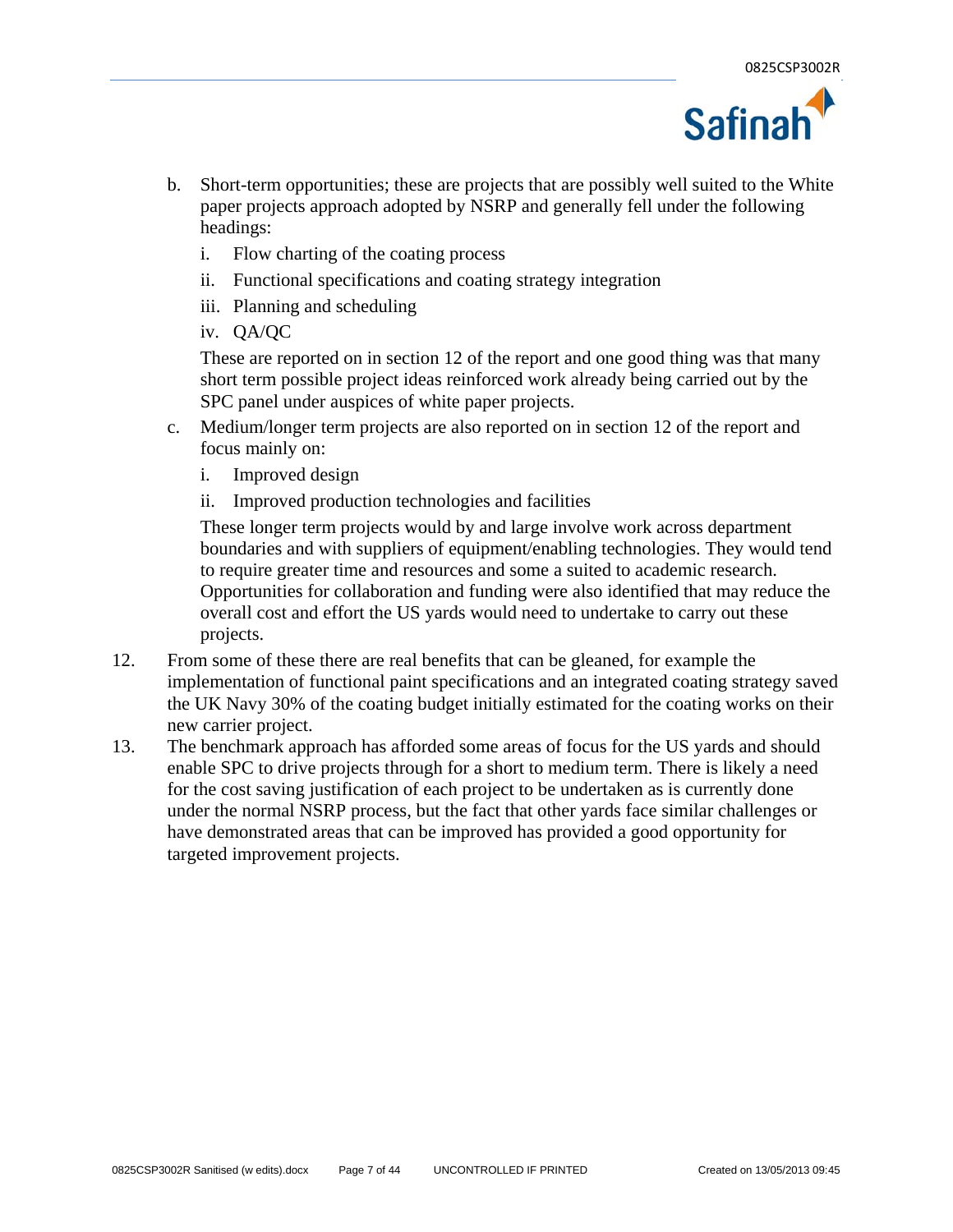b. Short-term opportunities; these are projects that are possibly well suited to the White paper projects approach adopted by NSRP and generally fell under the following headings:

   i. Flow charting of the coating process

   ii. Functional specifications and coating strategy integration

   iii. Planning and scheduling

   iv. QA/QC

   These are reported on in section 12 of the report and one good thing was that many short term possible project ideas reinforced work already being carried out by the SPC panel under auspices of white paper projects.

c. Medium/longer term projects are also reported on in section 12 of the report and focus mainly on:

   i. Improved design

   ii. Improved production technologies and facilities

   These longer term projects would by and large involve work across department boundaries and with suppliers of equipment/enabling technologies. They would tend to require greater time and resources and some a suited to academic research. Opportunities for collaboration and funding were also identified that may reduce the overall cost and effort the US yards would need to undertake to carry out these projects.

12. From some of these there are real benefits that can be gleaned, for example the implementation of functional paint specifications and an integrated coating strategy saved the UK Navy 30% of the coating budget initially estimated for the coating works on their new carrier project.

13. The benchmark approach has afforded some areas of focus for the US yards and should enable SPC to drive projects through for a short to medium term. There is likely a need for the cost saving justification of each project to be undertaken as is currently done under the normal NSRP process, but the fact that other yards face similar challenges or have demonstrated areas that can be improved has provided a good opportunity for targeted improvement projects.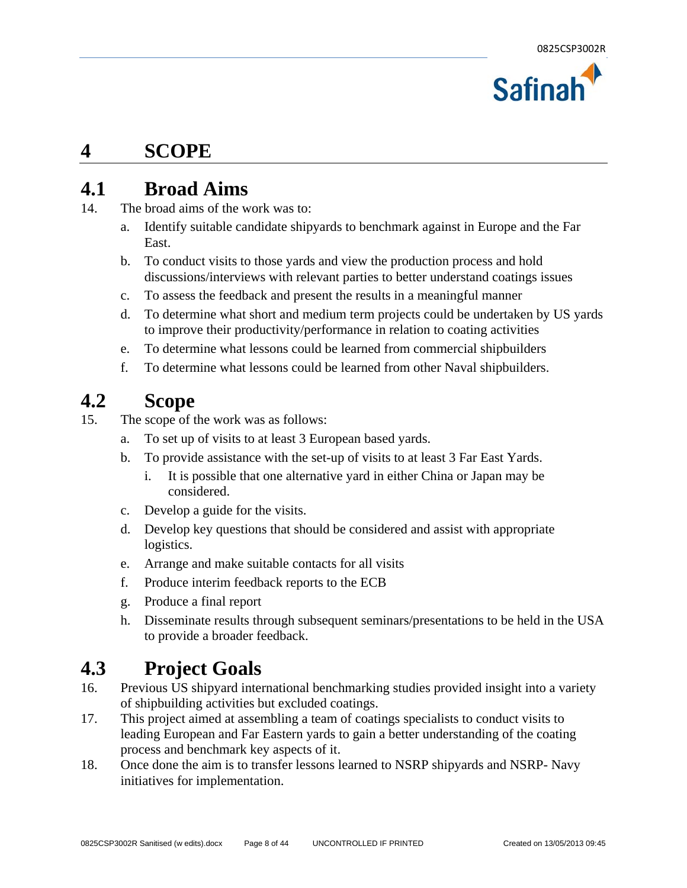# 4 SCOPE

## 4.1 Broad Aims

14. The broad aims of the work was to:

    a. Identify suitable candidate shipyards to benchmark against in Europe and the Far East.

    b. To conduct visits to those yards and view the production process and hold discussions/interviews with relevant parties to better understand coatings issues

    c. To assess the feedback and present the results in a meaningful manner

    d. To determine what short and medium term projects could be undertaken by US yards to improve their productivity/performance in relation to coating activities

    e. To determine what lessons could be learned from commercial shipbuilders

    f. To determine what lessons could be learned from other Naval shipbuilders.

## 4.2 Scope

15. The scope of the work was as follows:

    a. To set up of visits to at least 3 European based yards.

    b. To provide assistance with the set-up of visits to at least 3 Far East Yards.

        i. It is possible that one alternative yard in either China or Japan may be considered.

    c. Develop a guide for the visits.

    d. Develop key questions that should be considered and assist with appropriate logistics.

    e. Arrange and make suitable contacts for all visits

    f. Produce interim feedback reports to the ECB

    g. Produce a final report

    h. Disseminate results through subsequent seminars/presentations to be held in the USA to provide a broader feedback.

## 4.3 Project Goals

16. Previous US shipyard international benchmarking studies provided insight into a variety of shipbuilding activities but excluded coatings.

17. This project aimed at assembling a team of coatings specialists to conduct visits to leading European and Far Eastern yards to gain a better understanding of the coating process and benchmark key aspects of it.

18. Once done the aim is to transfer lessons learned to NSRP shipyards and NSRP- Navy initiatives for implementation.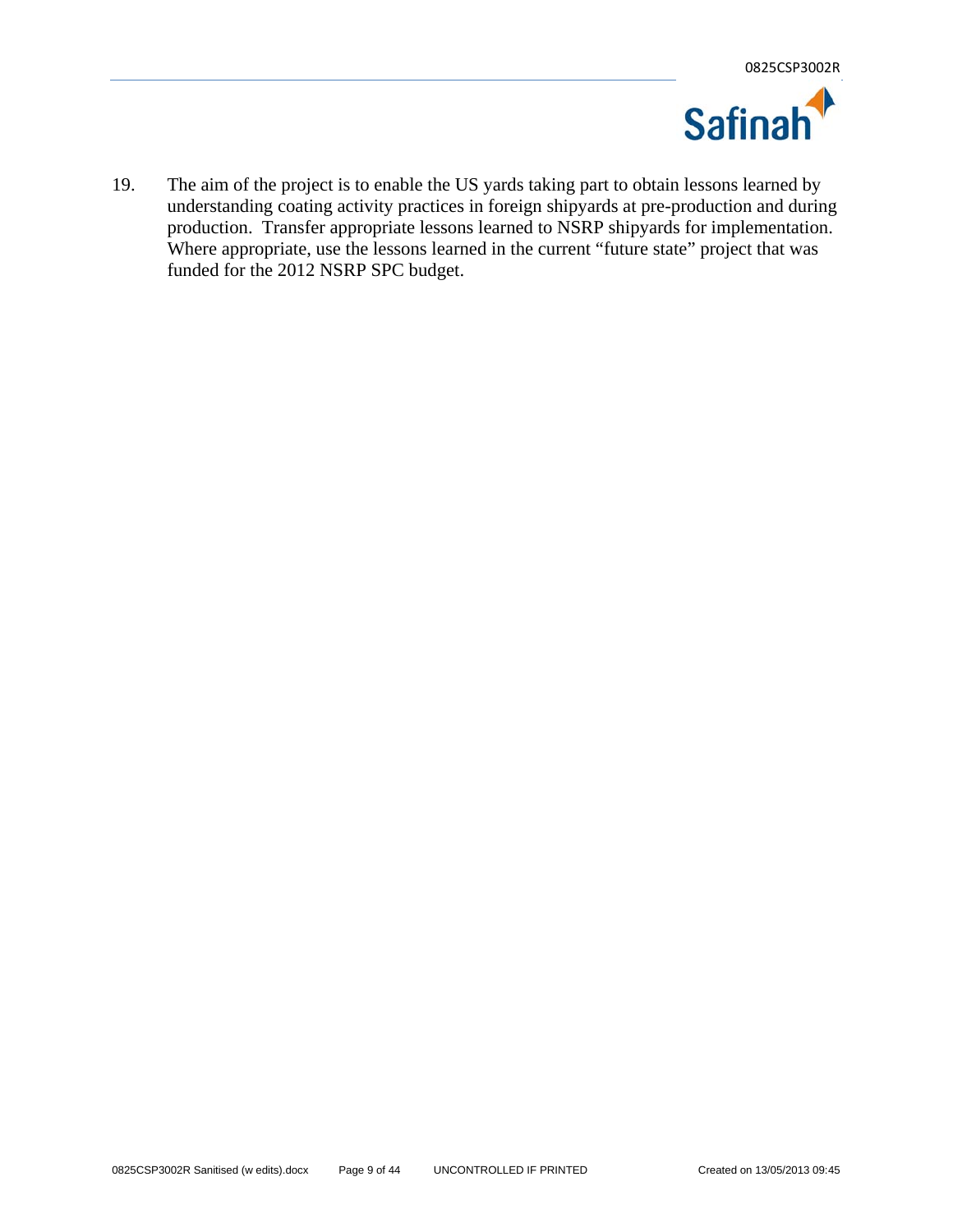19. The aim of the project is to enable the US yards taking part to obtain lessons learned by understanding coating activity practices in foreign shipyards at pre-production and during production. Transfer appropriate lessons learned to NSRP shipyards for implementation. Where appropriate, use the lessons learned in the current "future state" project that was funded for the 2012 NSRP SPC budget.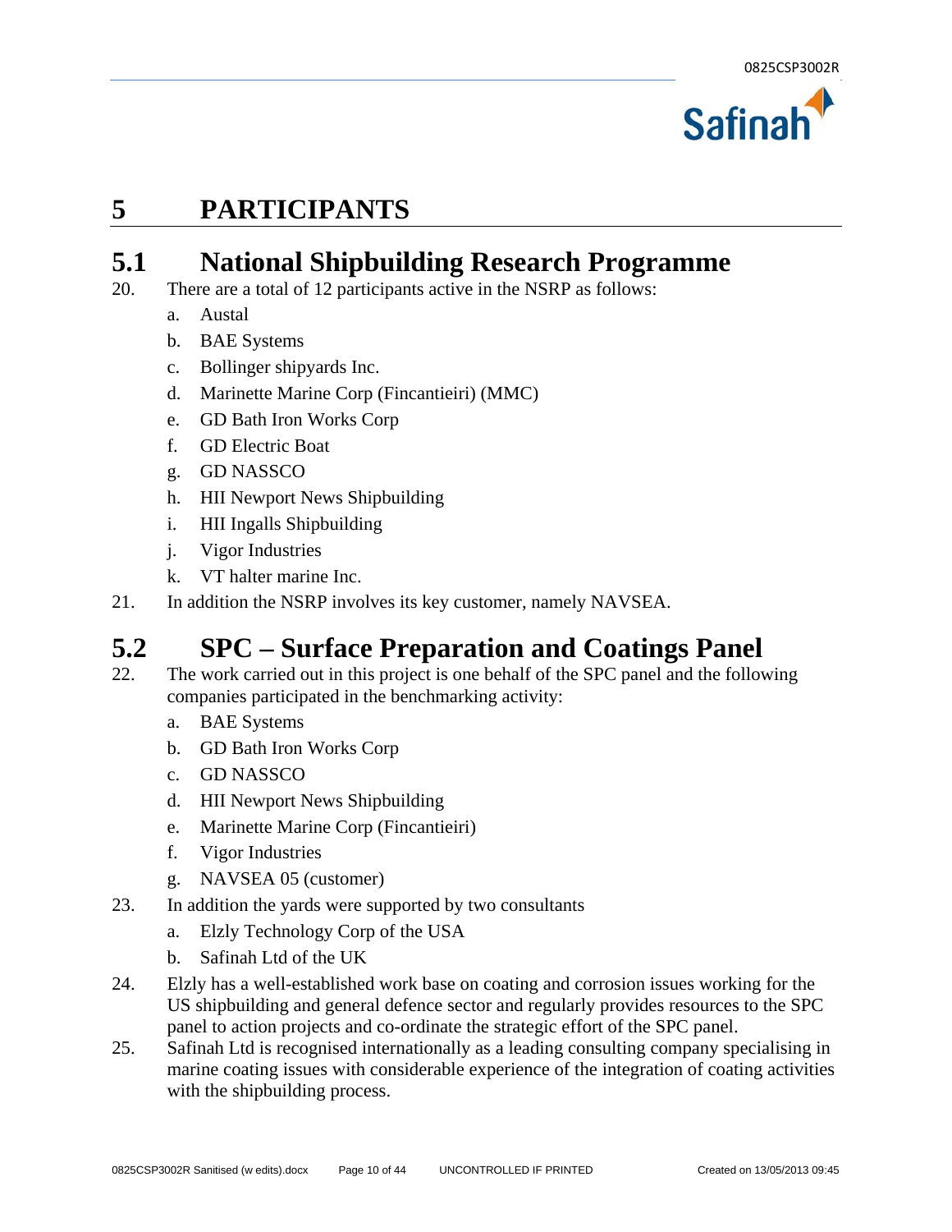# 5 PARTICIPANTS

## 5.1 National Shipbuilding Research Programme

20. There are a total of 12 participants active in the NSRP as follows:

    a. Austal

    b. BAE Systems

    c. Bollinger shipyards Inc.

    d. Marinette Marine Corp (Fincantieiri) (MMC)

    e. GD Bath Iron Works Corp

    f. GD Electric Boat

    g. GD NASSCO

    h. HII Newport News Shipbuilding

    i. HII Ingalls Shipbuilding

    j. Vigor Industries

    k. VT halter marine Inc.

21. In addition the NSRP involves its key customer, namely NAVSEA.

## 5.2 SPC – Surface Preparation and Coatings Panel

22. The work carried out in this project is one behalf of the SPC panel and the following companies participated in the benchmarking activity:

    a. BAE Systems

    b. GD Bath Iron Works Corp

    c. GD NASSCO

    d. HII Newport News Shipbuilding

    e. Marinette Marine Corp (Fincantieiri)

    f. Vigor Industries

    g. NAVSEA 05 (customer)

23. In addition the yards were supported by two consultants

    a. Elzly Technology Corp of the USA

    b. Safinah Ltd of the UK

24. Elzly has a well-established work base on coating and corrosion issues working for the US shipbuilding and general defence sector and regularly provides resources to the SPC panel to action projects and co-ordinate the strategic effort of the SPC panel.

25. Safinah Ltd is recognised internationally as a leading consulting company specialising in marine coating issues with considerable experience of the integration of coating activities with the shipbuilding process.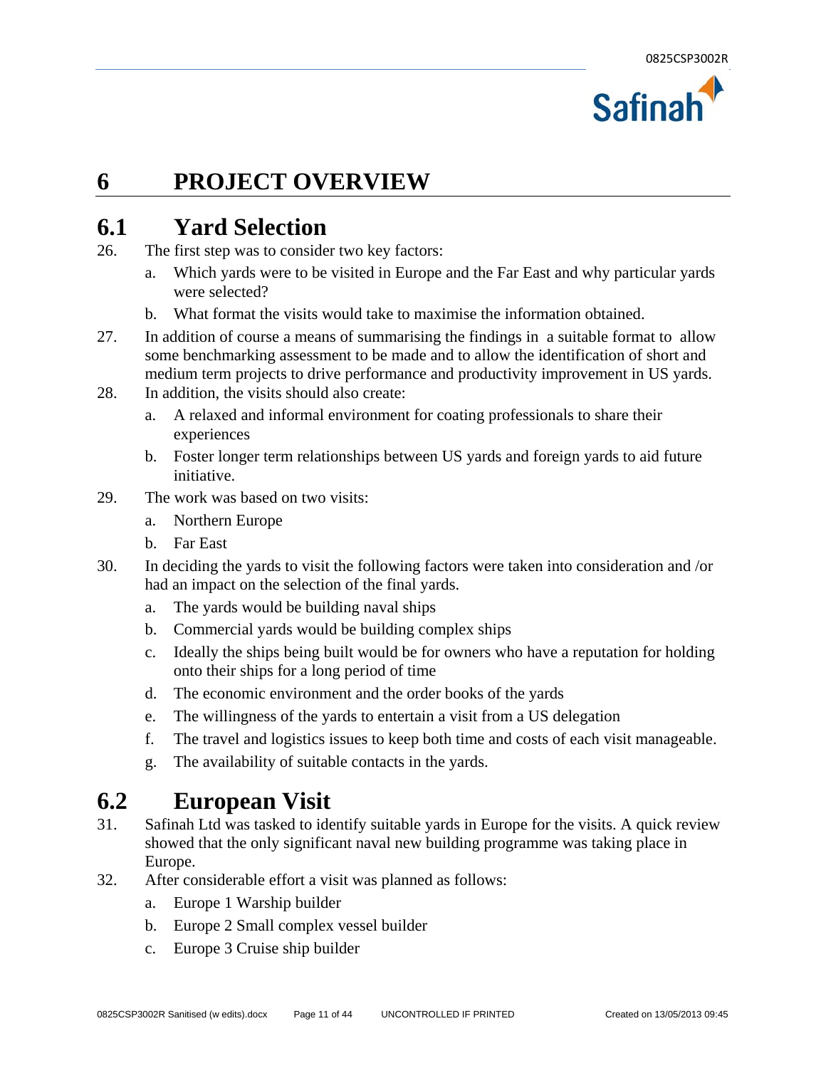# 6 PROJECT OVERVIEW

## 6.1 Yard Selection

26. The first step was to consider two key factors:
    a. Which yards were to be visited in Europe and the Far East and why particular yards were selected?
    b. What format the visits would take to maximise the information obtained.
27. In addition of course a means of summarising the findings in a suitable format to allow some benchmarking assessment to be made and to allow the identification of short and medium term projects to drive performance and productivity improvement in US yards.
28. In addition, the visits should also create:
    a. A relaxed and informal environment for coating professionals to share their experiences
    b. Foster longer term relationships between US yards and foreign yards to aid future initiative.
29. The work was based on two visits:
    a. Northern Europe
    b. Far East
30. In deciding the yards to visit the following factors were taken into consideration and /or had an impact on the selection of the final yards.
    a. The yards would be building naval ships
    b. Commercial yards would be building complex ships
    c. Ideally the ships being built would be for owners who have a reputation for holding onto their ships for a long period of time
    d. The economic environment and the order books of the yards
    e. The willingness of the yards to entertain a visit from a US delegation
    f. The travel and logistics issues to keep both time and costs of each visit manageable.
    g. The availability of suitable contacts in the yards.

## 6.2 European Visit

31. Safinah Ltd was tasked to identify suitable yards in Europe for the visits. A quick review showed that the only significant naval new building programme was taking place in Europe.
32. After considerable effort a visit was planned as follows:
    a. Europe 1 Warship builder
    b. Europe 2 Small complex vessel builder
    c. Europe 3 Cruise ship builder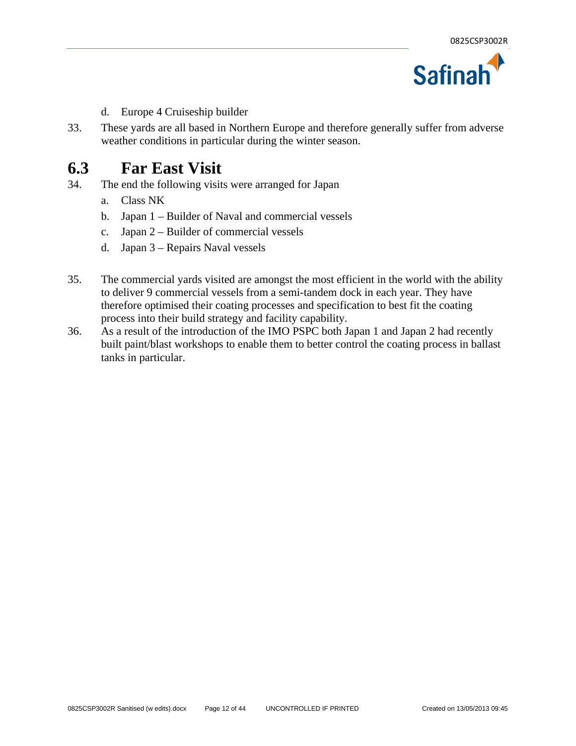d. Europe 4 Cruiseship builder

33. These yards are all based in Northern Europe and therefore generally suffer from adverse weather conditions in particular during the winter season.

## 6.3 Far East Visit

34. The end the following visits were arranged for Japan

    a. Class NK
    b. Japan 1 – Builder of Naval and commercial vessels
    c. Japan 2 – Builder of commercial vessels
    d. Japan 3 – Repairs Naval vessels

35. The commercial yards visited are amongst the most efficient in the world with the ability to deliver 9 commercial vessels from a semi-tandem dock in each year. They have therefore optimised their coating processes and specification to best fit the coating process into their build strategy and facility capability.

36. As a result of the introduction of the IMO PSPC both Japan 1 and Japan 2 had recently built paint/blast workshops to enable them to better control the coating process in ballast tanks in particular.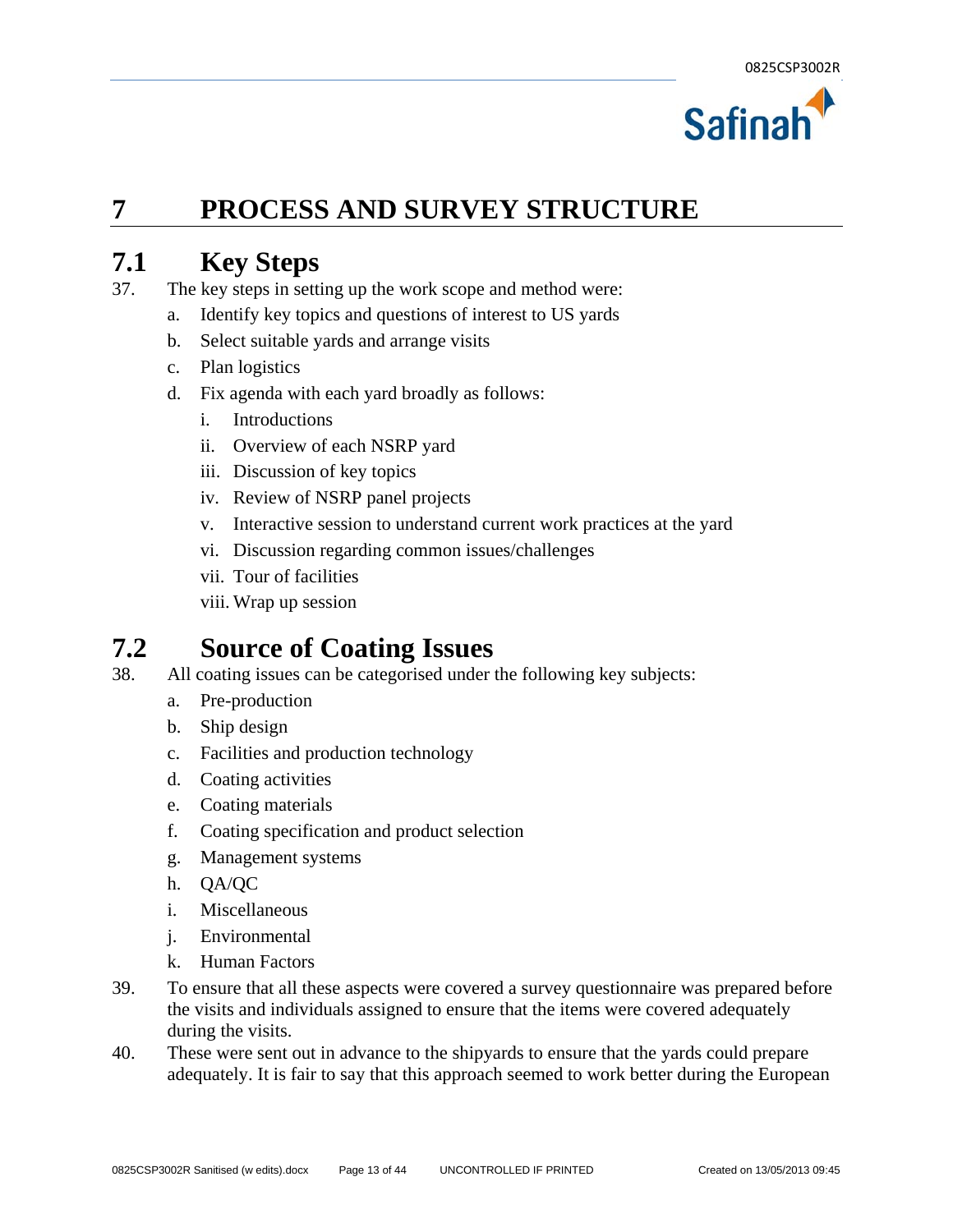# 7 PROCESS AND SURVEY STRUCTURE

## 7.1 Key Steps

37. The key steps in setting up the work scope and method were:
    a. Identify key topics and questions of interest to US yards
    b. Select suitable yards and arrange visits
    c. Plan logistics
    d. Fix agenda with each yard broadly as follows:
        i. Introductions
        ii. Overview of each NSRP yard
        iii. Discussion of key topics
        iv. Review of NSRP panel projects
        v. Interactive session to understand current work practices at the yard
        vi. Discussion regarding common issues/challenges
        vii. Tour of facilities
        viii. Wrap up session

## 7.2 Source of Coating Issues

38. All coating issues can be categorised under the following key subjects:
    a. Pre-production
    b. Ship design
    c. Facilities and production technology
    d. Coating activities
    e. Coating materials
    f. Coating specification and product selection
    g. Management systems
    h. QA/QC
    i. Miscellaneous
    j. Environmental
    k. Human Factors

39. To ensure that all these aspects were covered a survey questionnaire was prepared before the visits and individuals assigned to ensure that the items were covered adequately during the visits.

40. These were sent out in advance to the shipyards to ensure that the yards could prepare adequately. It is fair to say that this approach seemed to work better during the European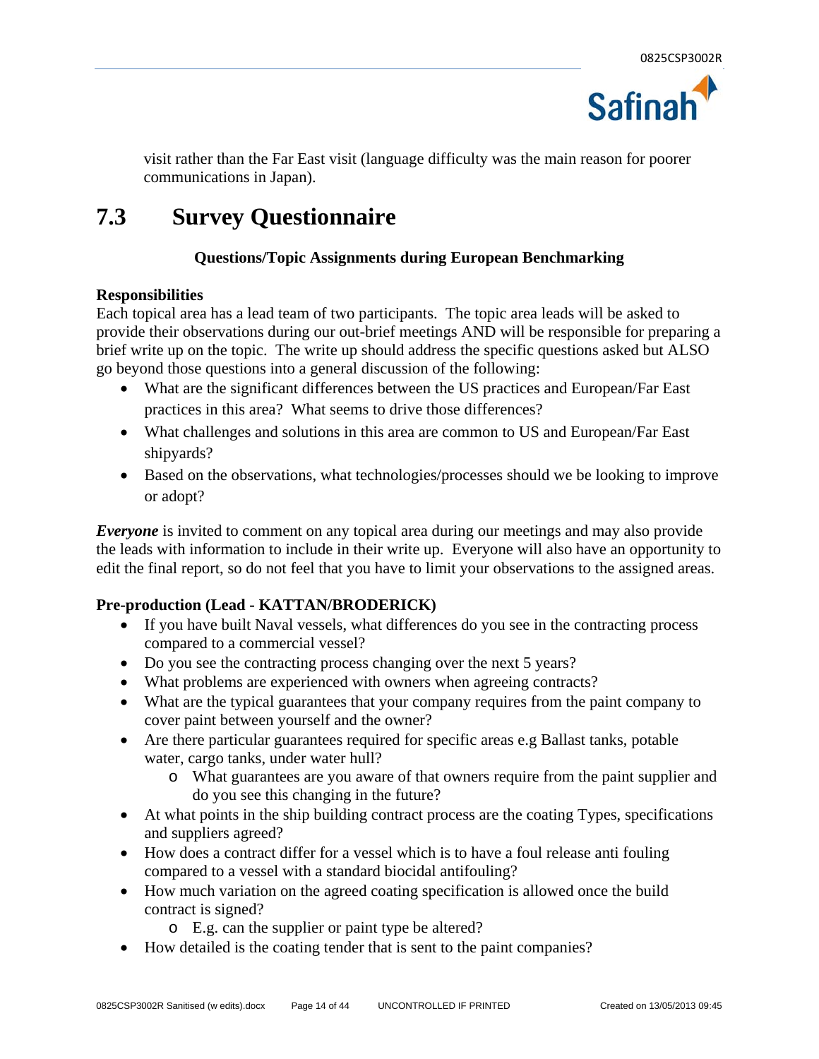visit rather than the Far East visit (language difficulty was the main reason for poorer communications in Japan).

## 7.3 Survey Questionnaire

**Questions/Topic Assignments during European Benchmarking**

**Responsibilities**
Each topical area has a lead team of two participants. The topic area leads will be asked to provide their observations during our out-brief meetings AND will be responsible for preparing a brief write up on the topic. The write up should address the specific questions asked but ALSO go beyond those questions into a general discussion of the following:

- What are the significant differences between the US practices and European/Far East practices in this area? What seems to drive those differences?
- What challenges and solutions in this area are common to US and European/Far East shipyards?
- Based on the observations, what technologies/processes should we be looking to improve or adopt?

***Everyone*** is invited to comment on any topical area during our meetings and may also provide the leads with information to include in their write up. Everyone will also have an opportunity to edit the final report, so do not feel that you have to limit your observations to the assigned areas.

**Pre-production (Lead - KATTAN/BRODERICK)**

- If you have built Naval vessels, what differences do you see in the contracting process compared to a commercial vessel?
- Do you see the contracting process changing over the next 5 years?
- What problems are experienced with owners when agreeing contracts?
- What are the typical guarantees that your company requires from the paint company to cover paint between yourself and the owner?
- Are there particular guarantees required for specific areas e.g Ballast tanks, potable water, cargo tanks, under water hull?
  - What guarantees are you aware of that owners require from the paint supplier and do you see this changing in the future?
- At what points in the ship building contract process are the coating Types, specifications and suppliers agreed?
- How does a contract differ for a vessel which is to have a foul release anti fouling compared to a vessel with a standard biocidal antifouling?
- How much variation on the agreed coating specification is allowed once the build contract is signed?
  - E.g. can the supplier or paint type be altered?
- How detailed is the coating tender that is sent to the paint companies?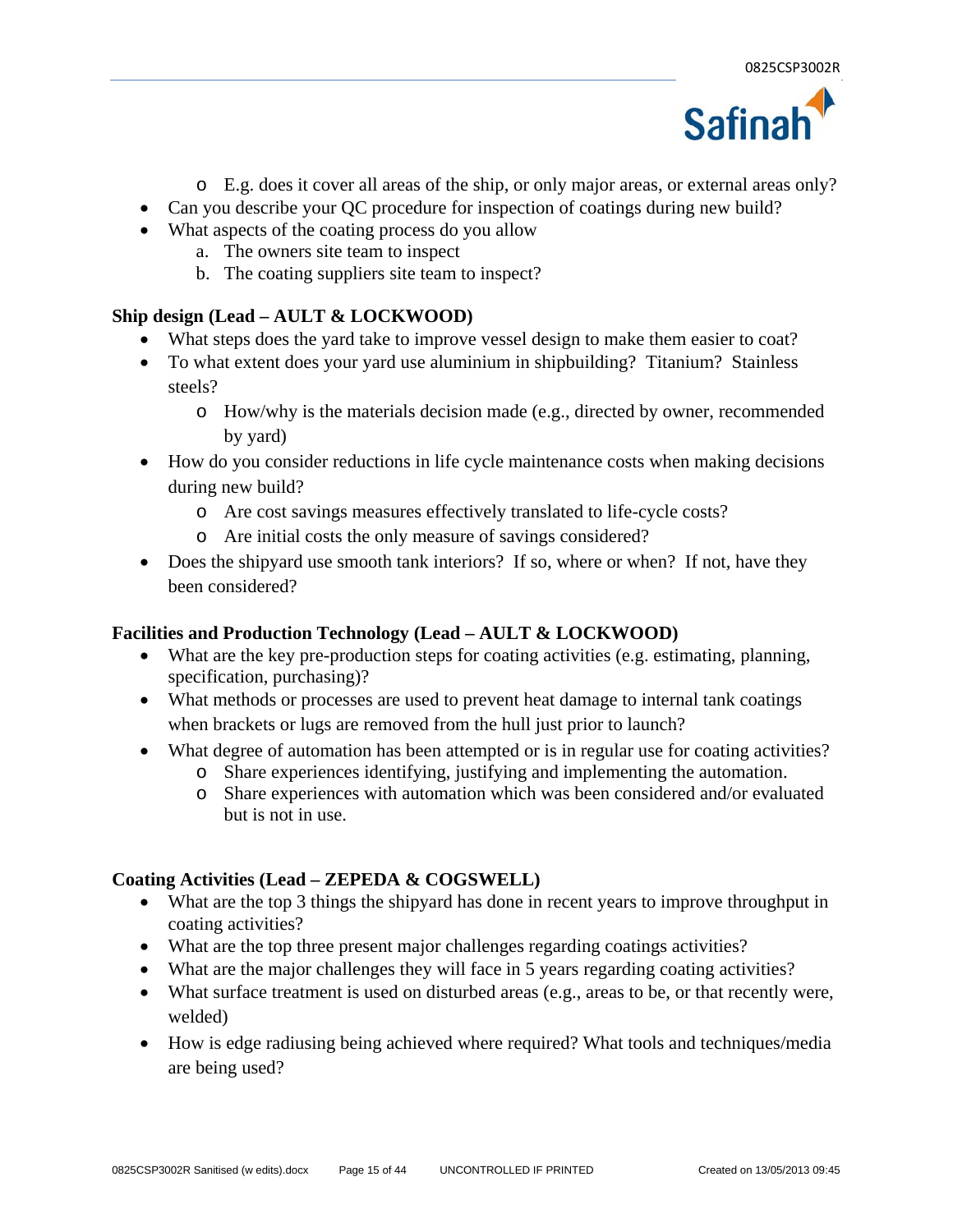- E.g. does it cover all areas of the ship, or only major areas, or external areas only?
- Can you describe your QC procedure for inspection of coatings during new build?
- What aspects of the coating process do you allow
  a. The owners site team to inspect
  b. The coating suppliers site team to inspect?

**Ship design (Lead – AULT & LOCKWOOD)**

- What steps does the yard take to improve vessel design to make them easier to coat?
- To what extent does your yard use aluminium in shipbuilding? Titanium? Stainless steels?
  - How/why is the materials decision made (e.g., directed by owner, recommended by yard)
- How do you consider reductions in life cycle maintenance costs when making decisions during new build?
  - Are cost savings measures effectively translated to life-cycle costs?
  - Are initial costs the only measure of savings considered?
- Does the shipyard use smooth tank interiors? If so, where or when? If not, have they been considered?

**Facilities and Production Technology (Lead – AULT & LOCKWOOD)**

- What are the key pre-production steps for coating activities (e.g. estimating, planning, specification, purchasing)?
- What methods or processes are used to prevent heat damage to internal tank coatings when brackets or lugs are removed from the hull just prior to launch?
- What degree of automation has been attempted or is in regular use for coating activities?
  - Share experiences identifying, justifying and implementing the automation.
  - Share experiences with automation which was been considered and/or evaluated but is not in use.

**Coating Activities (Lead – ZEPEDA & COGSWELL)**

- What are the top 3 things the shipyard has done in recent years to improve throughput in coating activities?
- What are the top three present major challenges regarding coatings activities?
- What are the major challenges they will face in 5 years regarding coating activities?
- What surface treatment is used on disturbed areas (e.g., areas to be, or that recently were, welded)
- How is edge radiusing being achieved where required? What tools and techniques/media are being used?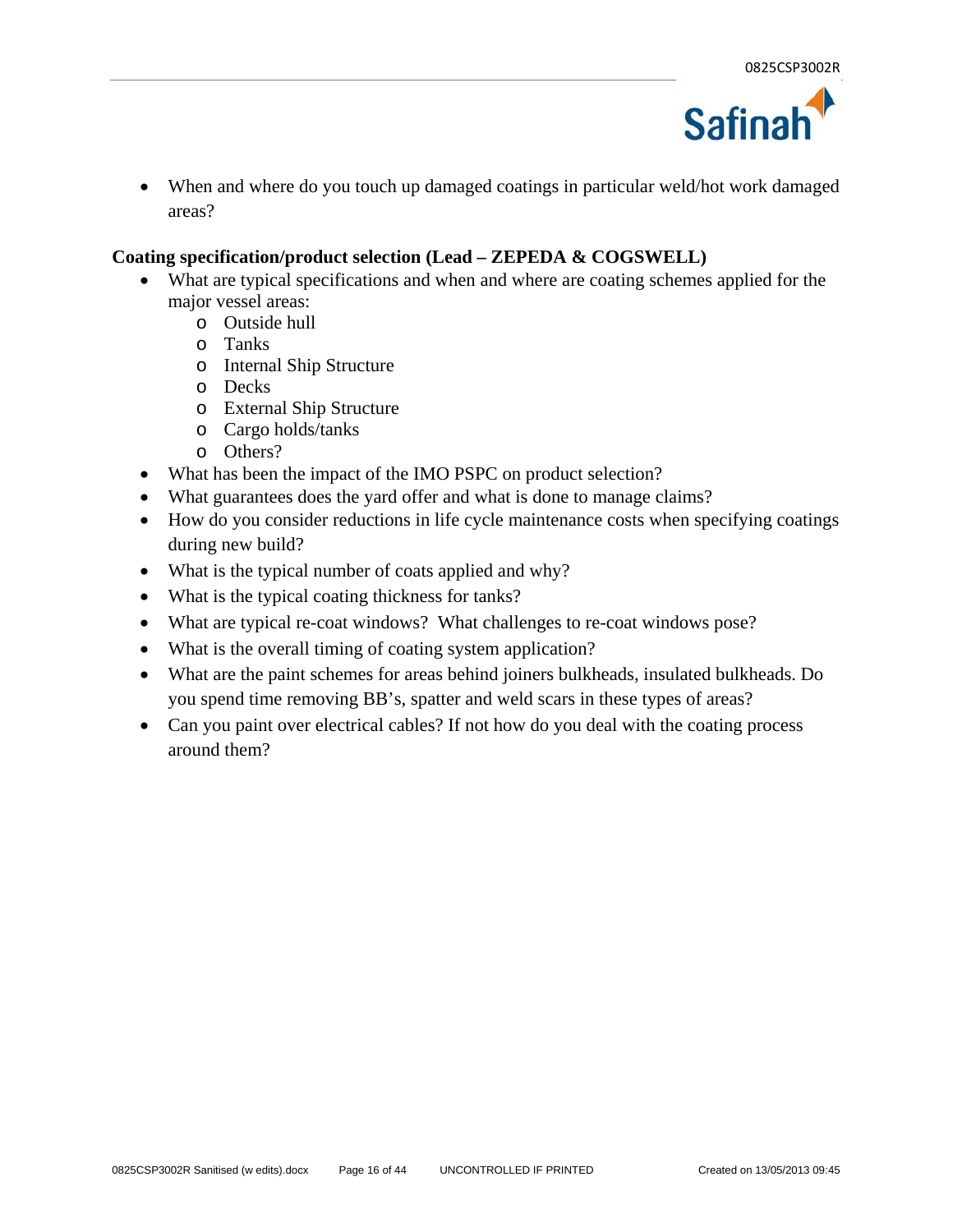- When and where do you touch up damaged coatings in particular weld/hot work damaged areas?

**Coating specification/product selection (Lead – ZEPEDA & COGSWELL)**

- What are typical specifications and when and where are coating schemes applied for the major vessel areas:
  - Outside hull
  - Tanks
  - Internal Ship Structure
  - Decks
  - External Ship Structure
  - Cargo holds/tanks
  - Others?
- What has been the impact of the IMO PSPC on product selection?
- What guarantees does the yard offer and what is done to manage claims?
- How do you consider reductions in life cycle maintenance costs when specifying coatings during new build?
- What is the typical number of coats applied and why?
- What is the typical coating thickness for tanks?
- What are typical re-coat windows? What challenges to re-coat windows pose?
- What is the overall timing of coating system application?
- What are the paint schemes for areas behind joiners bulkheads, insulated bulkheads. Do you spend time removing BB's, spatter and weld scars in these types of areas?
- Can you paint over electrical cables? If not how do you deal with the coating process around them?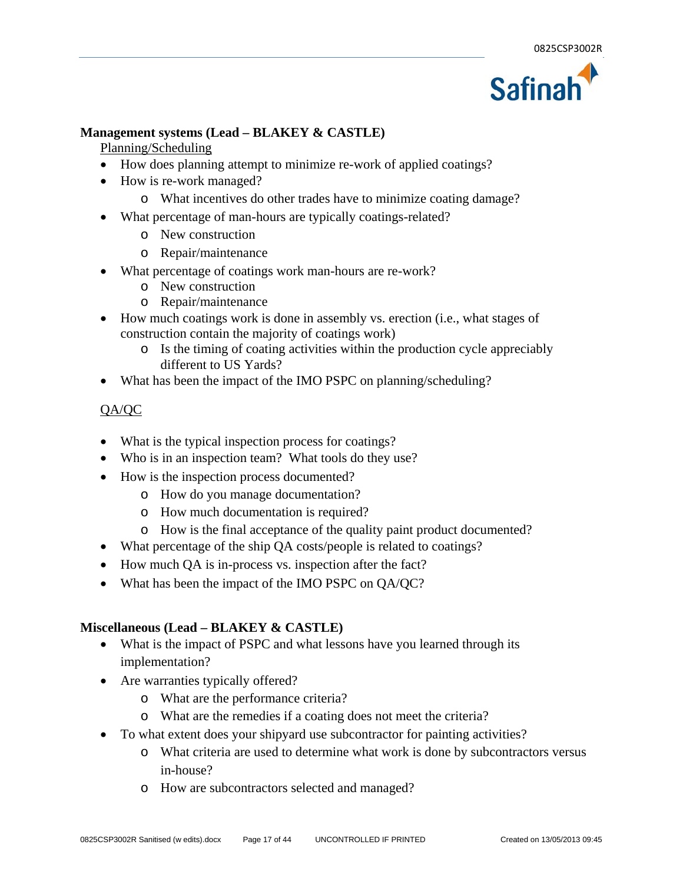**Management systems (Lead – BLAKEY & CASTLE)**

Planning/Scheduling

- How does planning attempt to minimize re-work of applied coatings?
- How is re-work managed?
    - What incentives do other trades have to minimize coating damage?
- What percentage of man-hours are typically coatings-related?
    - New construction
    - Repair/maintenance
- What percentage of coatings work man-hours are re-work?
    - New construction
    - Repair/maintenance
- How much coatings work is done in assembly vs. erection (i.e., what stages of construction contain the majority of coatings work)
    - Is the timing of coating activities within the production cycle appreciably different to US Yards?
- What has been the impact of the IMO PSPC on planning/scheduling?

QA/QC

- What is the typical inspection process for coatings?
- Who is in an inspection team? What tools do they use?
- How is the inspection process documented?
    - How do you manage documentation?
    - How much documentation is required?
    - How is the final acceptance of the quality paint product documented?
- What percentage of the ship QA costs/people is related to coatings?
- How much QA is in-process vs. inspection after the fact?
- What has been the impact of the IMO PSPC on QA/QC?

**Miscellaneous (Lead – BLAKEY & CASTLE)**

- What is the impact of PSPC and what lessons have you learned through its implementation?
- Are warranties typically offered?
    - What are the performance criteria?
    - What are the remedies if a coating does not meet the criteria?
- To what extent does your shipyard use subcontractor for painting activities?
    - What criteria are used to determine what work is done by subcontractors versus in-house?
    - How are subcontractors selected and managed?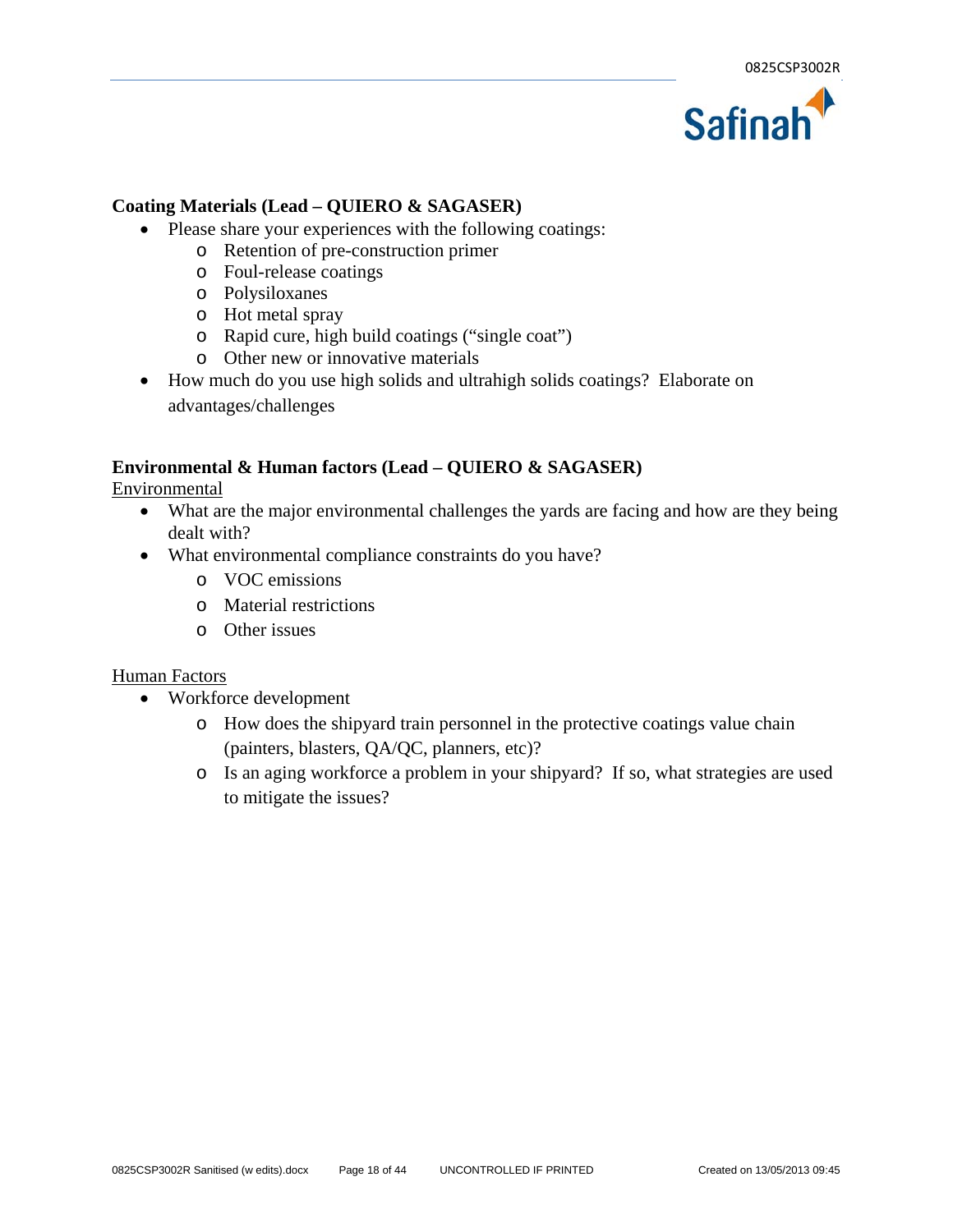**Coating Materials (Lead – QUIERO & SAGASER)**

- Please share your experiences with the following coatings:
  - Retention of pre-construction primer
  - Foul-release coatings
  - Polysiloxanes
  - Hot metal spray
  - Rapid cure, high build coatings ("single coat")
  - Other new or innovative materials
- How much do you use high solids and ultrahigh solids coatings? Elaborate on advantages/challenges

**Environmental & Human factors (Lead – QUIERO & SAGASER)**

<u>Environmental</u>

- What are the major environmental challenges the yards are facing and how are they being dealt with?
- What environmental compliance constraints do you have?
  - VOC emissions
  - Material restrictions
  - Other issues

<u>Human Factors</u>

- Workforce development
  - How does the shipyard train personnel in the protective coatings value chain (painters, blasters, QA/QC, planners, etc)?
  - Is an aging workforce a problem in your shipyard? If so, what strategies are used to mitigate the issues?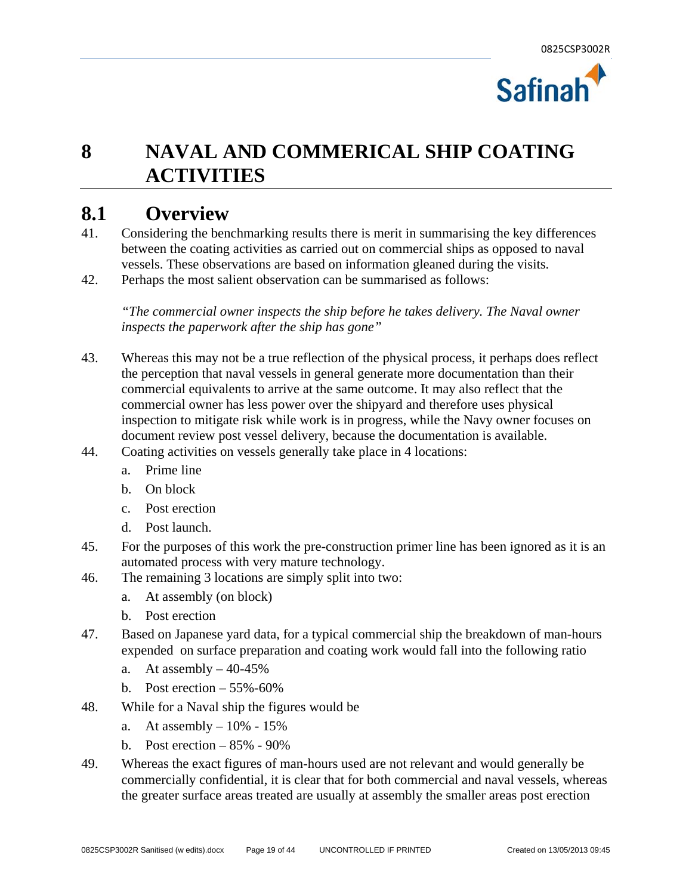# 8 NAVAL AND COMMERICAL SHIP COATING ACTIVITIES

## 8.1 Overview

41. Considering the benchmarking results there is merit in summarising the key differences between the coating activities as carried out on commercial ships as opposed to naval vessels. These observations are based on information gleaned during the visits.

42. Perhaps the most salient observation can be summarised as follows:

    *"The commercial owner inspects the ship before he takes delivery. The Naval owner inspects the paperwork after the ship has gone"*

43. Whereas this may not be a true reflection of the physical process, it perhaps does reflect the perception that naval vessels in general generate more documentation than their commercial equivalents to arrive at the same outcome. It may also reflect that the commercial owner has less power over the shipyard and therefore uses physical inspection to mitigate risk while work is in progress, while the Navy owner focuses on document review post vessel delivery, because the documentation is available.

44. Coating activities on vessels generally take place in 4 locations:
    a. Prime line
    b. On block
    c. Post erection
    d. Post launch.

45. For the purposes of this work the pre-construction primer line has been ignored as it is an automated process with very mature technology.

46. The remaining 3 locations are simply split into two:
    a. At assembly (on block)
    b. Post erection

47. Based on Japanese yard data, for a typical commercial ship the breakdown of man-hours expended on surface preparation and coating work would fall into the following ratio
    a. At assembly – 40-45%
    b. Post erection – 55%-60%

48. While for a Naval ship the figures would be
    a. At assembly – 10% - 15%
    b. Post erection – 85% - 90%

49. Whereas the exact figures of man-hours used are not relevant and would generally be commercially confidential, it is clear that for both commercial and naval vessels, whereas the greater surface areas treated are usually at assembly the smaller areas post erection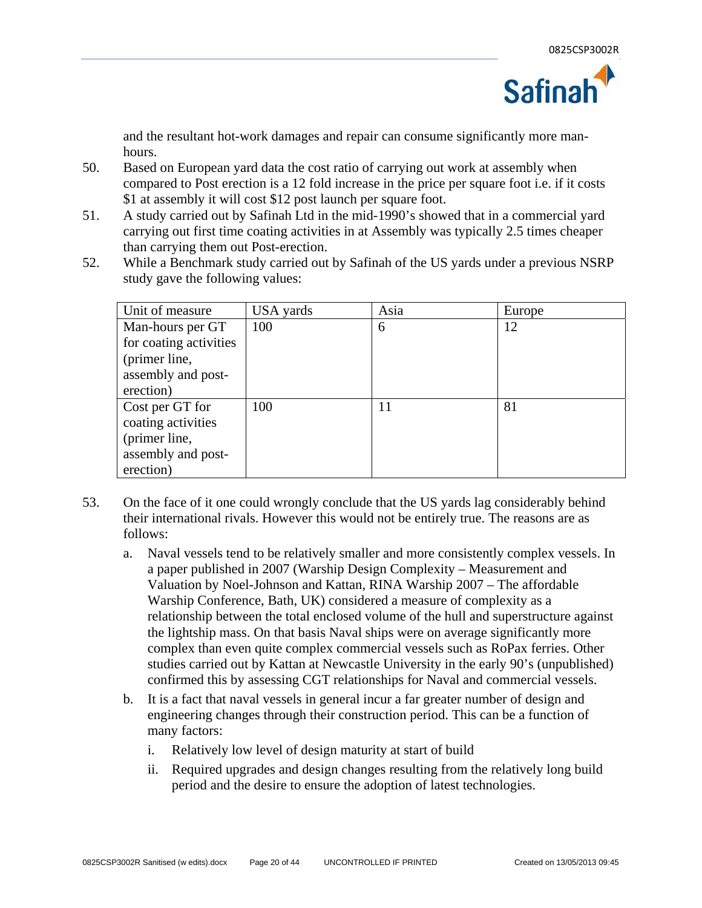and the resultant hot-work damages and repair can consume significantly more man-hours.

50. Based on European yard data the cost ratio of carrying out work at assembly when compared to Post erection is a 12 fold increase in the price per square foot i.e. if it costs $1 at assembly it will cost $12 post launch per square foot.

51. A study carried out by Safinah Ltd in the mid-1990's showed that in a commercial yard carrying out first time coating activities in at Assembly was typically 2.5 times cheaper than carrying them out Post-erection.

52. While a Benchmark study carried out by Safinah of the US yards under a previous NSRP study gave the following values:

| Unit of measure | USA yards | Asia | Europe |
|---|---|---|---|
| Man-hours per GT for coating activities (primer line, assembly and post-erection) | 100 | 6 | 12 |
| Cost per GT for coating activities (primer line, assembly and post-erection) | 100 | 11 | 81 |

53. On the face of it one could wrongly conclude that the US yards lag considerably behind their international rivals. However this would not be entirely true. The reasons are as follows:

    a. Naval vessels tend to be relatively smaller and more consistently complex vessels. In a paper published in 2007 (Warship Design Complexity – Measurement and Valuation by Noel-Johnson and Kattan, RINA Warship 2007 – The affordable Warship Conference, Bath, UK) considered a measure of complexity as a relationship between the total enclosed volume of the hull and superstructure against the lightship mass. On that basis Naval ships were on average significantly more complex than even quite complex commercial vessels such as RoPax ferries. Other studies carried out by Kattan at Newcastle University in the early 90's (unpublished) confirmed this by assessing CGT relationships for Naval and commercial vessels.

    b. It is a fact that naval vessels in general incur a far greater number of design and engineering changes through their construction period. This can be a function of many factors:

        i. Relatively low level of design maturity at start of build

        ii. Required upgrades and design changes resulting from the relatively long build period and the desire to ensure the adoption of latest technologies.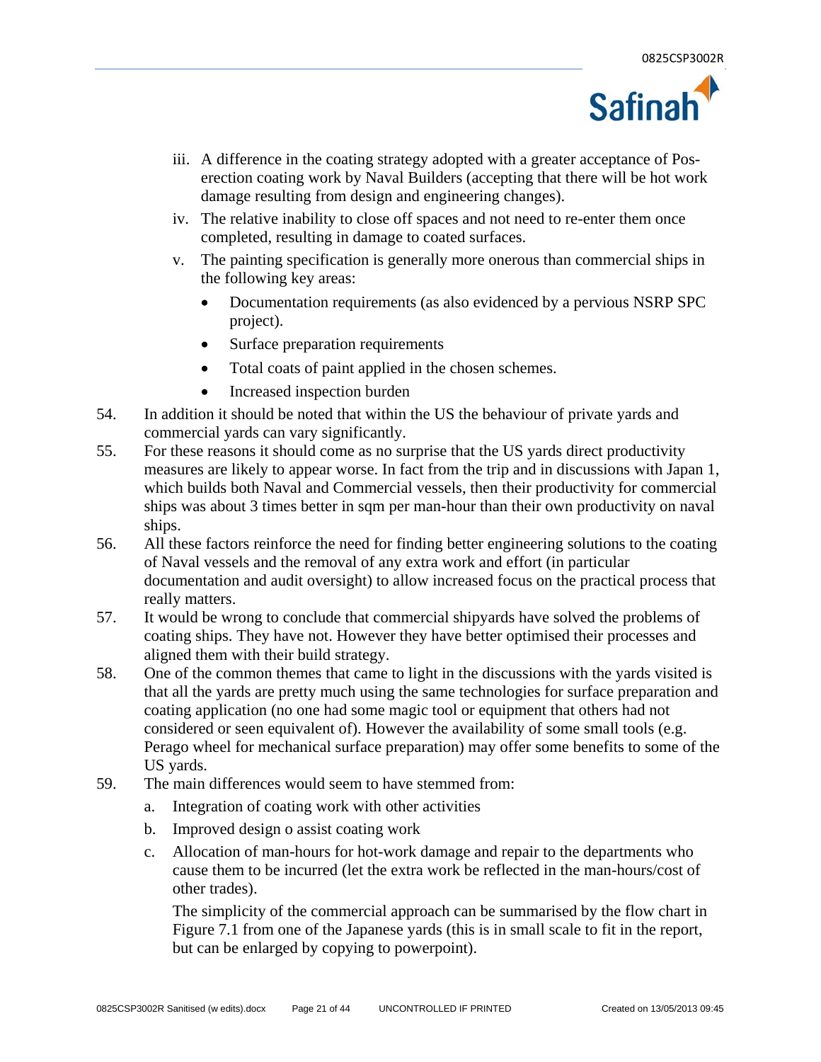iii. A difference in the coating strategy adopted with a greater acceptance of Pos-erection coating work by Naval Builders (accepting that there will be hot work damage resulting from design and engineering changes).

iv. The relative inability to close off spaces and not need to re-enter them once completed, resulting in damage to coated surfaces.

v. The painting specification is generally more onerous than commercial ships in the following key areas:

- Documentation requirements (as also evidenced by a pervious NSRP SPC project).
- Surface preparation requirements
- Total coats of paint applied in the chosen schemes.
- Increased inspection burden

54. In addition it should be noted that within the US the behaviour of private yards and commercial yards can vary significantly.

55. For these reasons it should come as no surprise that the US yards direct productivity measures are likely to appear worse. In fact from the trip and in discussions with Japan 1, which builds both Naval and Commercial vessels, then their productivity for commercial ships was about 3 times better in sqm per man-hour than their own productivity on naval ships.

56. All these factors reinforce the need for finding better engineering solutions to the coating of Naval vessels and the removal of any extra work and effort (in particular documentation and audit oversight) to allow increased focus on the practical process that really matters.

57. It would be wrong to conclude that commercial shipyards have solved the problems of coating ships. They have not. However they have better optimised their processes and aligned them with their build strategy.

58. One of the common themes that came to light in the discussions with the yards visited is that all the yards are pretty much using the same technologies for surface preparation and coating application (no one had some magic tool or equipment that others had not considered or seen equivalent of). However the availability of some small tools (e.g. Perago wheel for mechanical surface preparation) may offer some benefits to some of the US yards.

59. The main differences would seem to have stemmed from:

a. Integration of coating work with other activities

b. Improved design o assist coating work

c. Allocation of man-hours for hot-work damage and repair to the departments who cause them to be incurred (let the extra work be reflected in the man-hours/cost of other trades).

The simplicity of the commercial approach can be summarised by the flow chart in Figure 7.1 from one of the Japanese yards (this is in small scale to fit in the report, but can be enlarged by copying to powerpoint).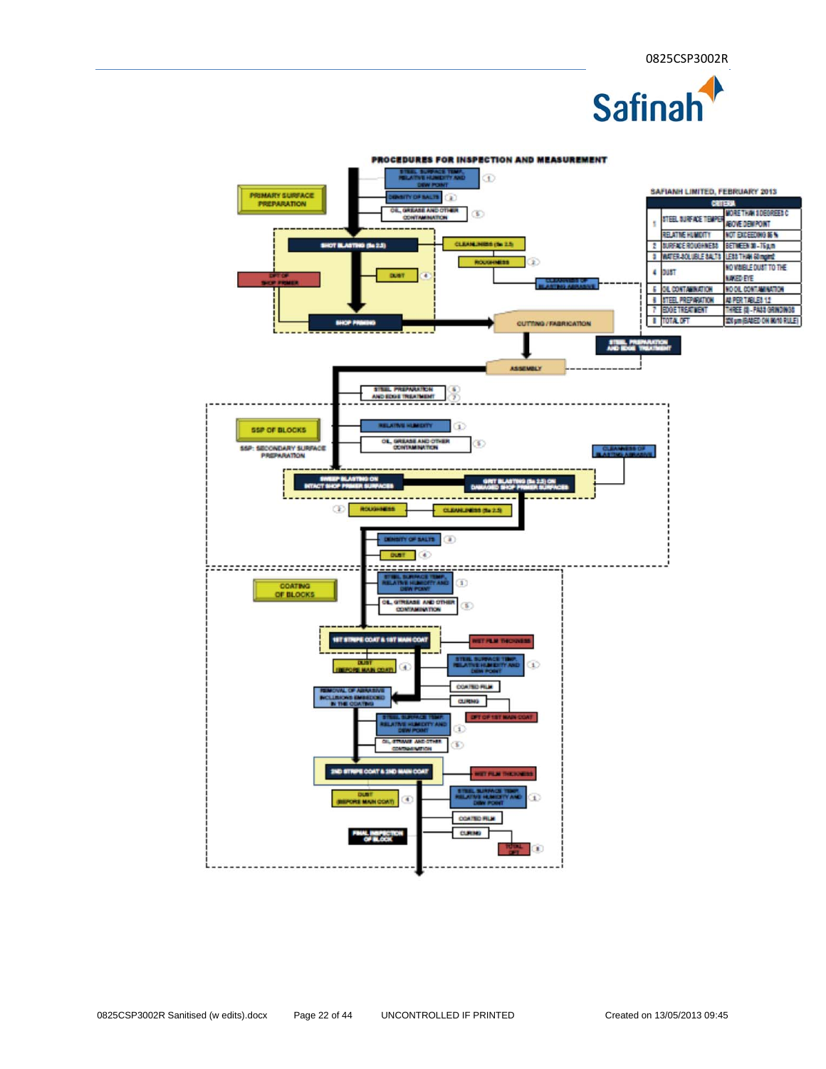**PROCEDURES FOR INSPECTION AND MEASUREMENT**

SAFIANH LIMITED, FEBRUARY 2013

| | CRITERIA | |
|---|---|---|
| 1 | STEEL SURFACE TEMPER | MORE THAN 3 DEGREES C ABOVE DEW POINT |
| | RELATIVE HUMIDITY | NOT EXCEEDING 85 % |
| 2 | SURFACE ROUGHNESS | BETWEEN 30 – 75 μm |
| 3 | WATER-SOLUBLE SALTS | LESS THAN 50 mg/m² |
| 4 | DUST | NO VISIBLE DUST TO THE NAKED EYE |
| 5 | OIL CONTAMINATION | NO OIL CONTAMINATION |
| 6 | STEEL PREPARATION | AS PER TABLE 1.2 |
| 7 | EDGE TREATMENT | THREE (3) - PASS GRINDING |
| 8 | TOTAL DFT | 320 μm (BASED ON 90/10 RULE) |

**PRIMARY SURFACE PREPARATION**

- STEEL SURFACE TEMP, RELATIVE HUMIDITY AND DEW POINT (1)
- DENSITY OF SALTS (3)
- OIL, GREASE AND OTHER CONTAMINATION (5)
- SHOT BLASTING (Sa 2.5)
  - CLEANLINESS (Sa 2.5)
  - ROUGHNESS (2)
  - DUST (4)
  - CLEANNESS OF BLASTING ABRASIVE
- DFT OF SHOP PRIMER
- SHOP PRIMING
- CUTTING / FABRICATION
- STEEL PREPARATION AND EDGE TREATMENT
- ASSEMBLY

**SSP OF BLOCKS**

SSP: SECONDARY SURFACE PREPARATION

- STEEL PREPARATION AND EDGE TREATMENT (6) (7)
- RELATIVE HUMIDITY (1)
- OIL, GREASE AND OTHER CONTAMINATION (5)
- CLEANNESS OF BLASTING ABRASIVE
- SWEEP BLASTING ON INTACT SHOP PRIMER SURFACES
- GRIT BLASTING (Sa 2.5) ON DAMAGED SHOP PRIMER SURFACES
- (2) ROUGHNESS
- CLEANLINESS (Sa 2.5)
- DENSITY OF SALTS (3)
- DUST (4)

**COATING OF BLOCKS**

- STEEL SURFACE TEMP, RELATIVE HUMIDITY AND DEW POINT (1)
- OIL, GREASE AND OTHER CONTAMINATION (5)
- 1ST STRIPE COAT & 1ST MAIN COAT
  - WET FILM THICKNESS
  - DUST (BEFORE MAIN COAT) (4)
  - STEEL SURFACE TEMP, RELATIVE HUMIDITY AND DEW POINT (1)
  - COATED FILM
  - CURING
- REMOVAL OF ABRASIVE INCLUSIONS EMBEDDED IN THE COATING
- DFT OF 1ST MAIN COAT
- STEEL SURFACE TEMP, RELATIVE HUMIDITY AND DEW POINT (1)
- OIL, GREASE AND OTHER CONTAMINATION (5)
- 2ND STRIPE COAT & 2ND MAIN COAT
  - WET FILM THICKNESS
  - DUST (BEFORE MAIN COAT) (4)
  - STEEL SURFACE TEMP, RELATIVE HUMIDITY AND DEW POINT (1)
  - COATED FILM
  - CURING
- FINAL INSPECTION OF BLOCK
- TOTAL DFT (8)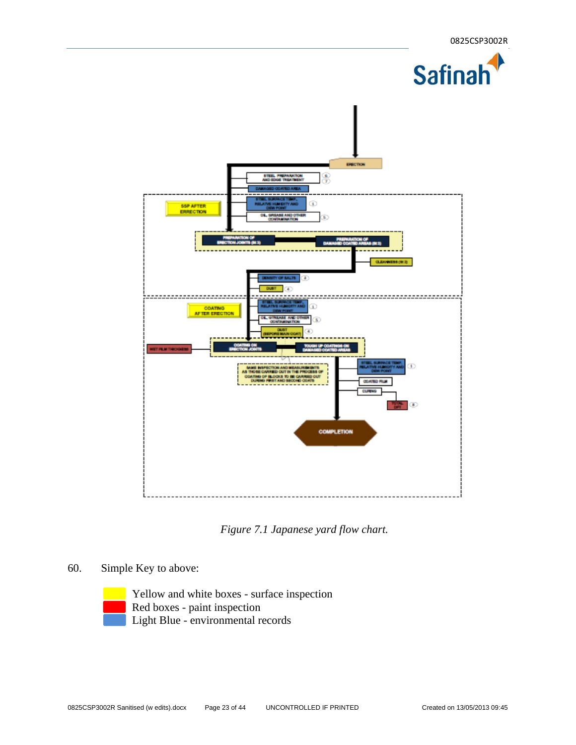*Figure 7.1 Japanese yard flow chart.*

60. Simple Key to above:

- Yellow and white boxes - surface inspection
- Red boxes - paint inspection
- Light Blue - environmental records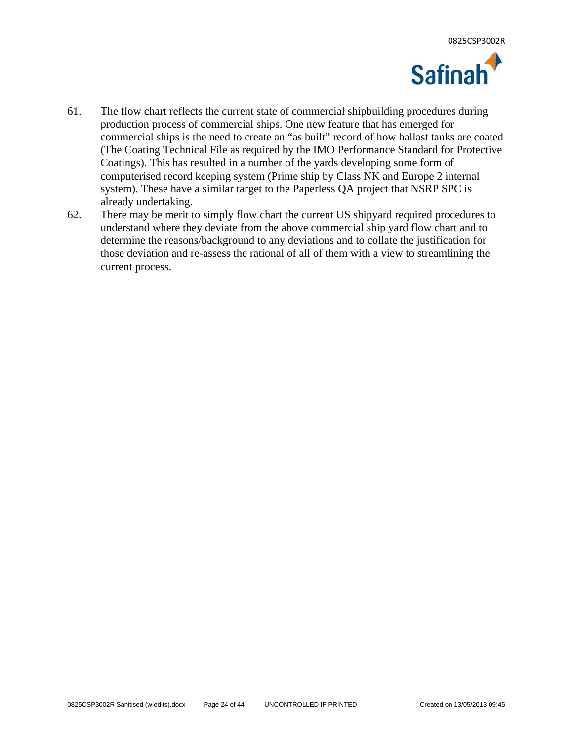61. The flow chart reflects the current state of commercial shipbuilding procedures during production process of commercial ships. One new feature that has emerged for commercial ships is the need to create an "as built" record of how ballast tanks are coated (The Coating Technical File as required by the IMO Performance Standard for Protective Coatings). This has resulted in a number of the yards developing some form of computerised record keeping system (Prime ship by Class NK and Europe 2 internal system). These have a similar target to the Paperless QA project that NSRP SPC is already undertaking.

62. There may be merit to simply flow chart the current US shipyard required procedures to understand where they deviate from the above commercial ship yard flow chart and to determine the reasons/background to any deviations and to collate the justification for those deviation and re-assess the rational of all of them with a view to streamlining the current process.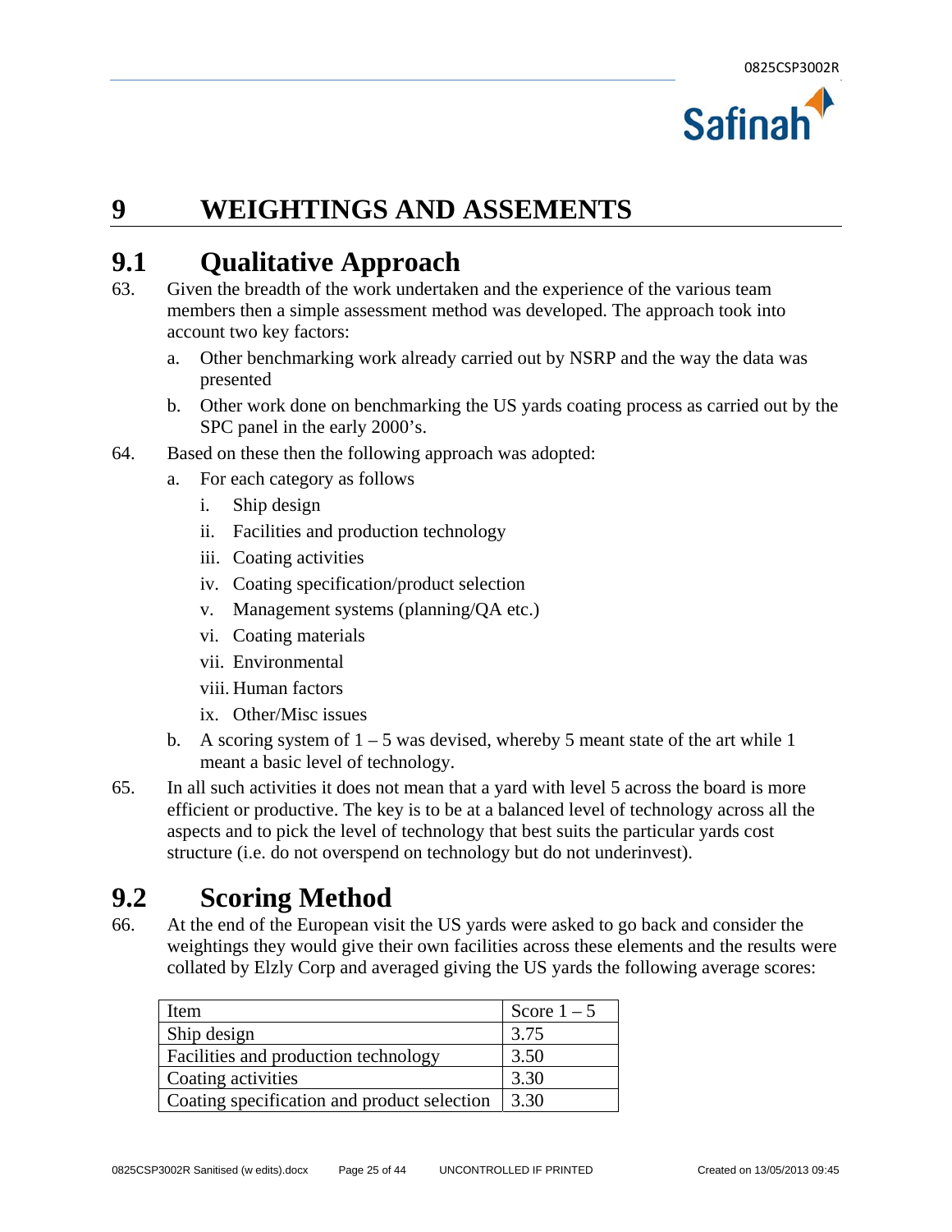# 9 WEIGHTINGS AND ASSEMENTS

## 9.1 Qualitative Approach

63. Given the breadth of the work undertaken and the experience of the various team members then a simple assessment method was developed. The approach took into account two key factors:

    a. Other benchmarking work already carried out by NSRP and the way the data was presented

    b. Other work done on benchmarking the US yards coating process as carried out by the SPC panel in the early 2000's.

64. Based on these then the following approach was adopted:

    a. For each category as follows

        i. Ship design

        ii. Facilities and production technology

        iii. Coating activities

        iv. Coating specification/product selection

        v. Management systems (planning/QA etc.)

        vi. Coating materials

        vii. Environmental

        viii. Human factors

        ix. Other/Misc issues

    b. A scoring system of 1 – 5 was devised, whereby 5 meant state of the art while 1 meant a basic level of technology.

65. In all such activities it does not mean that a yard with level 5 across the board is more efficient or productive. The key is to be at a balanced level of technology across all the aspects and to pick the level of technology that best suits the particular yards cost structure (i.e. do not overspend on technology but do not underinvest).

## 9.2 Scoring Method

66. At the end of the European visit the US yards were asked to go back and consider the weightings they would give their own facilities across these elements and the results were collated by Elzly Corp and averaged giving the US yards the following average scores:

| Item | Score 1 – 5 |
|---|---|
| Ship design | 3.75 |
| Facilities and production technology | 3.50 |
| Coating activities | 3.30 |
| Coating specification and product selection | 3.30 |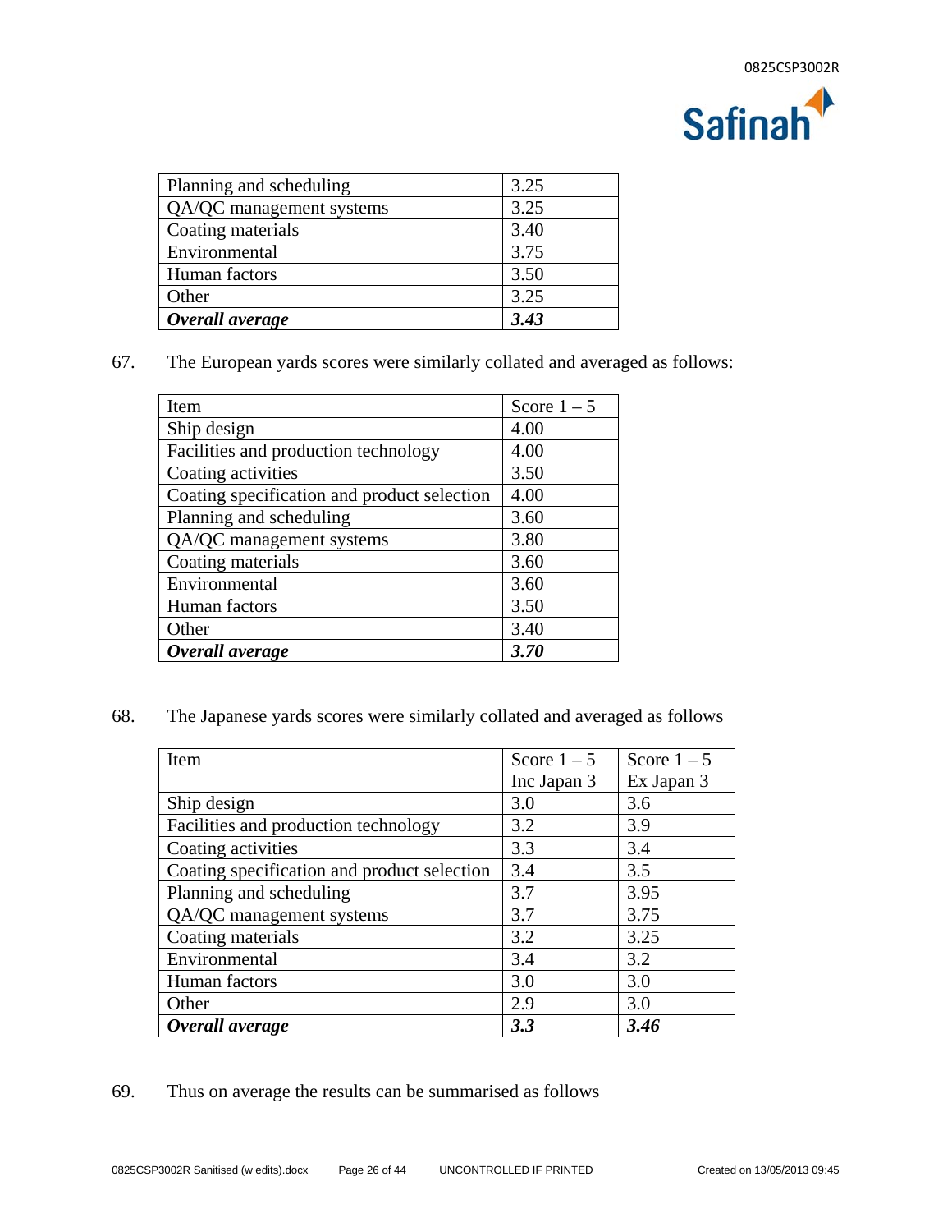| Planning and scheduling | 3.25 |
|---|---|
| QA/QC management systems | 3.25 |
| Coating materials | 3.40 |
| Environmental | 3.75 |
| Human factors | 3.50 |
| Other | 3.25 |
| ***Overall average*** | ***3.43*** |

67. The European yards scores were similarly collated and averaged as follows:

| Item | Score 1 – 5 |
|---|---|
| Ship design | 4.00 |
| Facilities and production technology | 4.00 |
| Coating activities | 3.50 |
| Coating specification and product selection | 4.00 |
| Planning and scheduling | 3.60 |
| QA/QC management systems | 3.80 |
| Coating materials | 3.60 |
| Environmental | 3.60 |
| Human factors | 3.50 |
| Other | 3.40 |
| ***Overall average*** | ***3.70*** |

68. The Japanese yards scores were similarly collated and averaged as follows

| Item | Score 1 – 5 Inc Japan 3 | Score 1 – 5 Ex Japan 3 |
|---|---|---|
| Ship design | 3.0 | 3.6 |
| Facilities and production technology | 3.2 | 3.9 |
| Coating activities | 3.3 | 3.4 |
| Coating specification and product selection | 3.4 | 3.5 |
| Planning and scheduling | 3.7 | 3.95 |
| QA/QC management systems | 3.7 | 3.75 |
| Coating materials | 3.2 | 3.25 |
| Environmental | 3.4 | 3.2 |
| Human factors | 3.0 | 3.0 |
| Other | 2.9 | 3.0 |
| ***Overall average*** | ***3.3*** | ***3.46*** |

69. Thus on average the results can be summarised as follows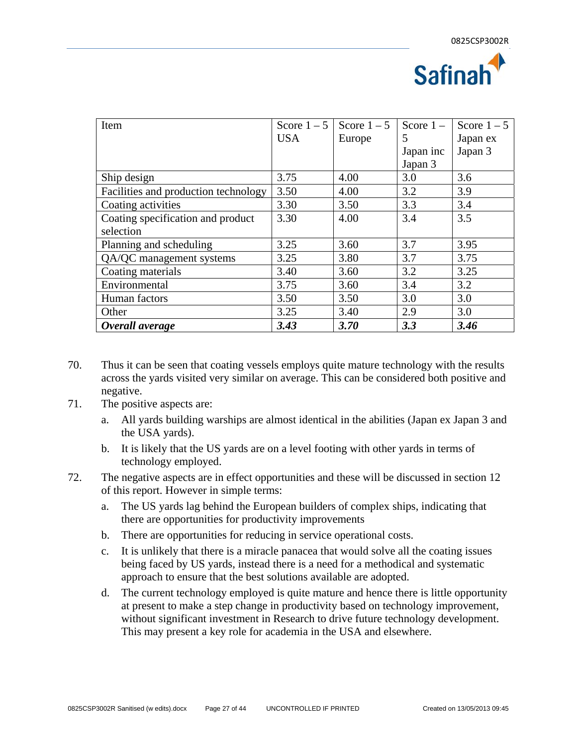| Item | Score 1 – 5 USA | Score 1 – 5 Europe | Score 1 – 5 Japan inc Japan 3 | Score 1 – 5 Japan ex Japan 3 |
|---|---|---|---|---|
| Ship design | 3.75 | 4.00 | 3.0 | 3.6 |
| Facilities and production technology | 3.50 | 4.00 | 3.2 | 3.9 |
| Coating activities | 3.30 | 3.50 | 3.3 | 3.4 |
| Coating specification and product selection | 3.30 | 4.00 | 3.4 | 3.5 |
| Planning and scheduling | 3.25 | 3.60 | 3.7 | 3.95 |
| QA/QC management systems | 3.25 | 3.80 | 3.7 | 3.75 |
| Coating materials | 3.40 | 3.60 | 3.2 | 3.25 |
| Environmental | 3.75 | 3.60 | 3.4 | 3.2 |
| Human factors | 3.50 | 3.50 | 3.0 | 3.0 |
| Other | 3.25 | 3.40 | 2.9 | 3.0 |
| ***Overall average*** | ***3.43*** | ***3.70*** | ***3.3*** | ***3.46*** |

70. Thus it can be seen that coating vessels employs quite mature technology with the results across the yards visited very similar on average. This can be considered both positive and negative.

71. The positive aspects are:

    a. All yards building warships are almost identical in the abilities (Japan ex Japan 3 and the USA yards).

    b. It is likely that the US yards are on a level footing with other yards in terms of technology employed.

72. The negative aspects are in effect opportunities and these will be discussed in section 12 of this report. However in simple terms:

    a. The US yards lag behind the European builders of complex ships, indicating that there are opportunities for productivity improvements

    b. There are opportunities for reducing in service operational costs.

    c. It is unlikely that there is a miracle panacea that would solve all the coating issues being faced by US yards, instead there is a need for a methodical and systematic approach to ensure that the best solutions available are adopted.

    d. The current technology employed is quite mature and hence there is little opportunity at present to make a step change in productivity based on technology improvement, without significant investment in Research to drive future technology development. This may present a key role for academia in the USA and elsewhere.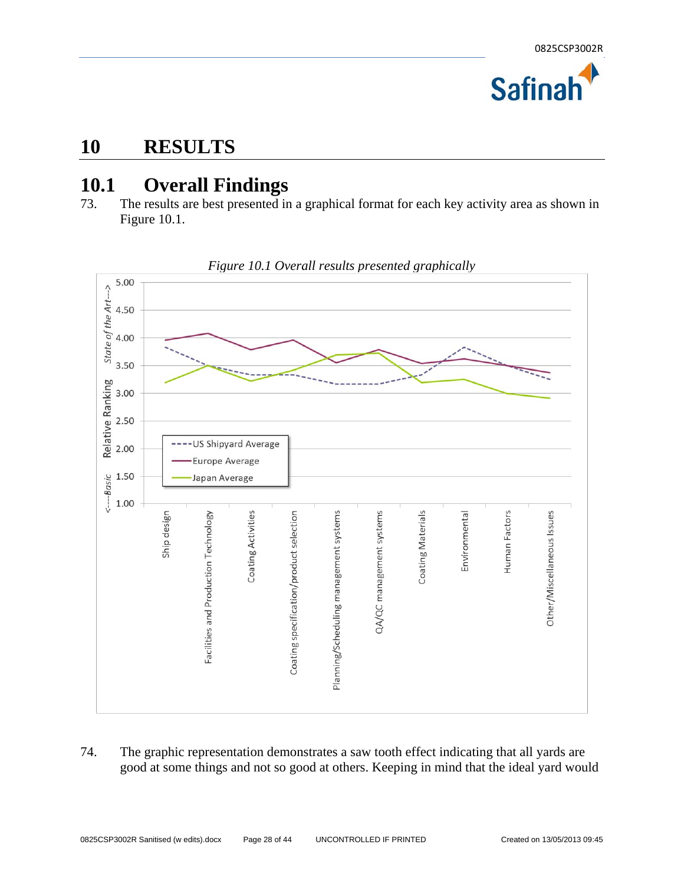# 10 RESULTS

## 10.1 Overall Findings

73. The results are best presented in a graphical format for each key activity area as shown in Figure 10.1.

*Figure 10.1 Overall results presented graphically*

74. The graphic representation demonstrates a saw tooth effect indicating that all yards are good at some things and not so good at others. Keeping in mind that the ideal yard would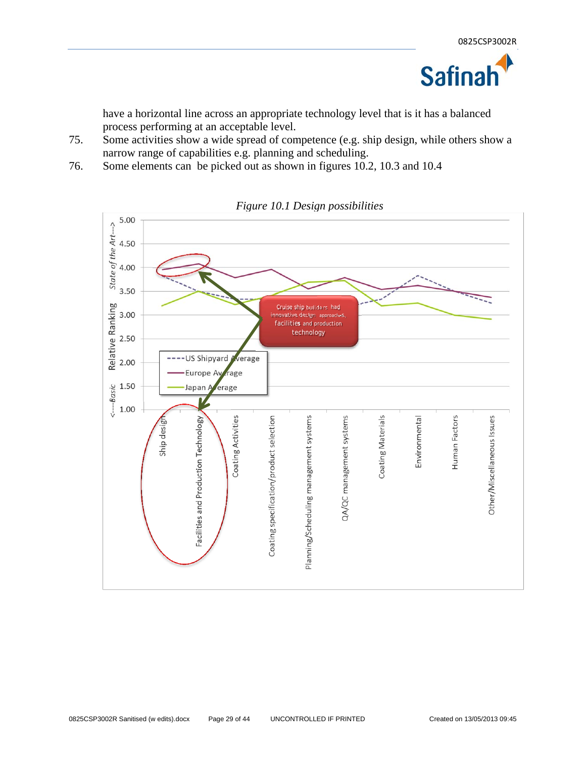have a horizontal line across an appropriate technology level that is it has a balanced process performing at an acceptable level.

75. Some activities show a wide spread of competence (e.g. ship design, while others show a narrow range of capabilities e.g. planning and scheduling.

76. Some elements can be picked out as shown in figures 10.2, 10.3 and 10.4

*Figure 10.1 Design possibilities*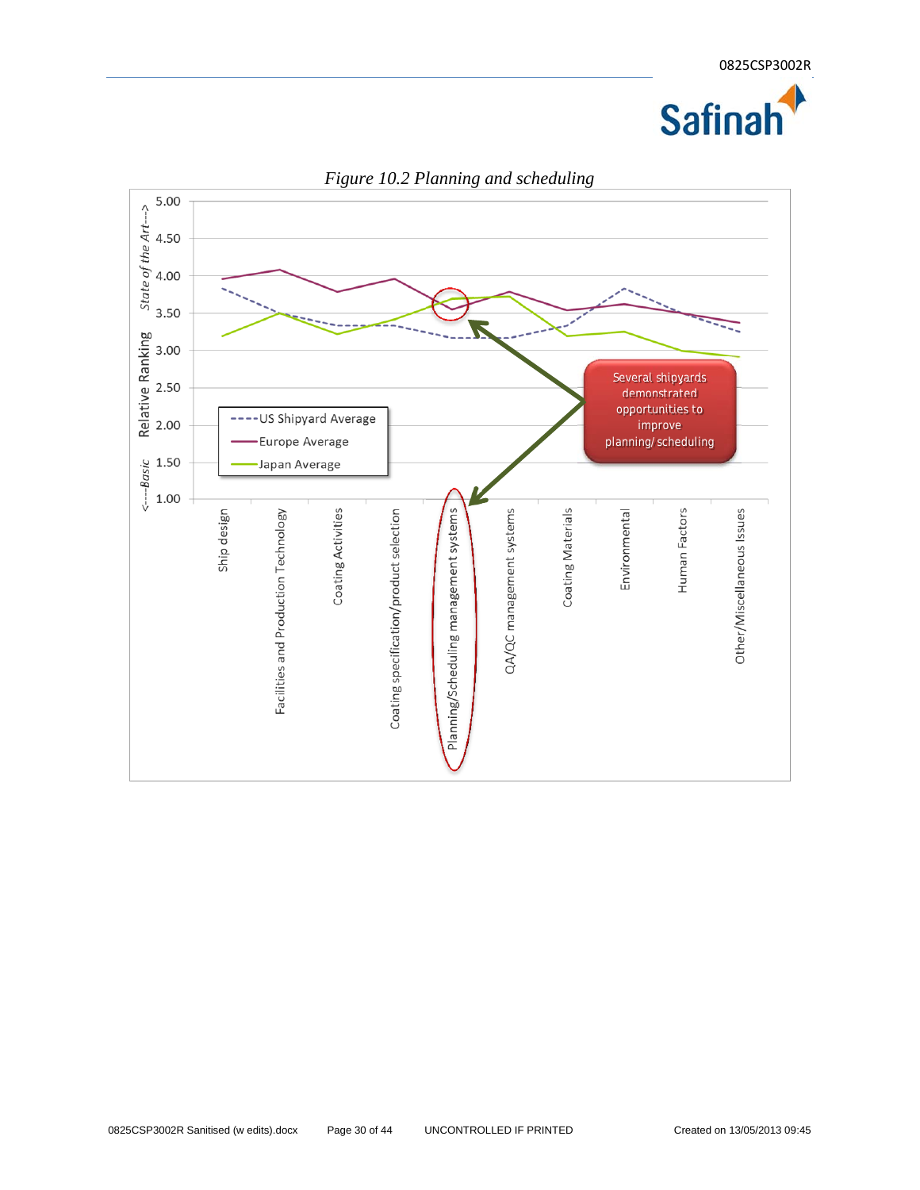*Figure 10.2 Planning and scheduling*

| Category | US Shipyard Average | Europe Average | Japan Average |
|---|---|---|---|
| Ship design | 3.83 | 3.96 | 3.19 |
| Facilities and Production Technology | 3.50 | 4.08 | 3.50 |
| Coating Activities | 3.33 | 3.79 | 3.22 |
| Coating specification/product selection | 3.33 | 3.96 | 3.42 |
| Planning/Scheduling management systems | 3.17 | 3.55 | 3.70 |
| QA/QC management systems | 3.17 | 3.79 | 3.72 |
| Coating Materials | 3.33 | 3.54 | 3.20 |
| Environmental | 3.83 | 3.63 | 3.25 |
| Human Factors | 3.50 | 3.50 | 3.00 |
| Other/Miscellaneous Issues | 3.25 | 3.38 | 2.92 |

Values are approximate readings from the chart. Y-axis: Relative Ranking, from 1.00 (<---Basic) to 5.00 (State of the Art--->).

Annotation: Several shipyards demonstrated opportunities to improve planning/scheduling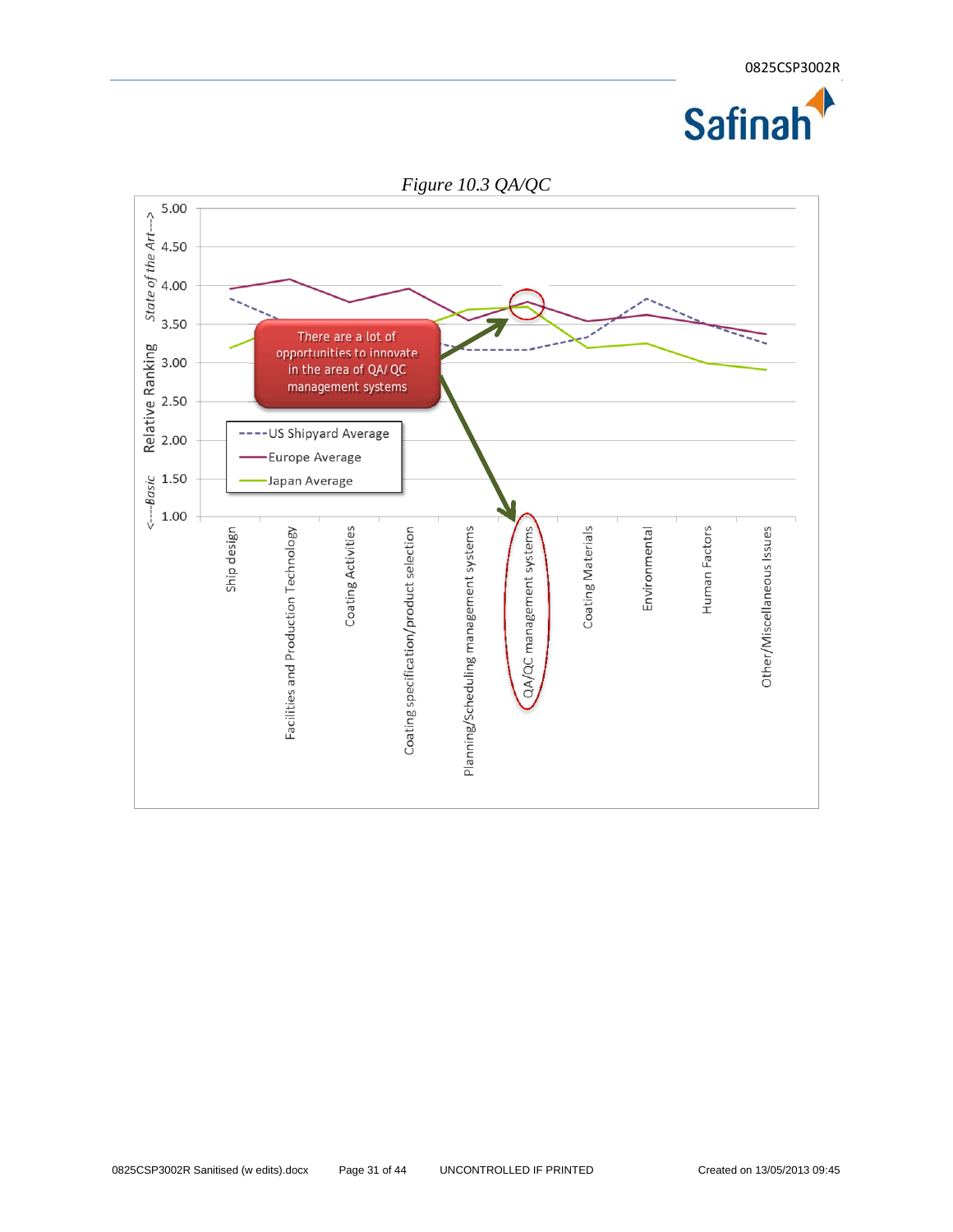*Figure 10.3 QA/QC*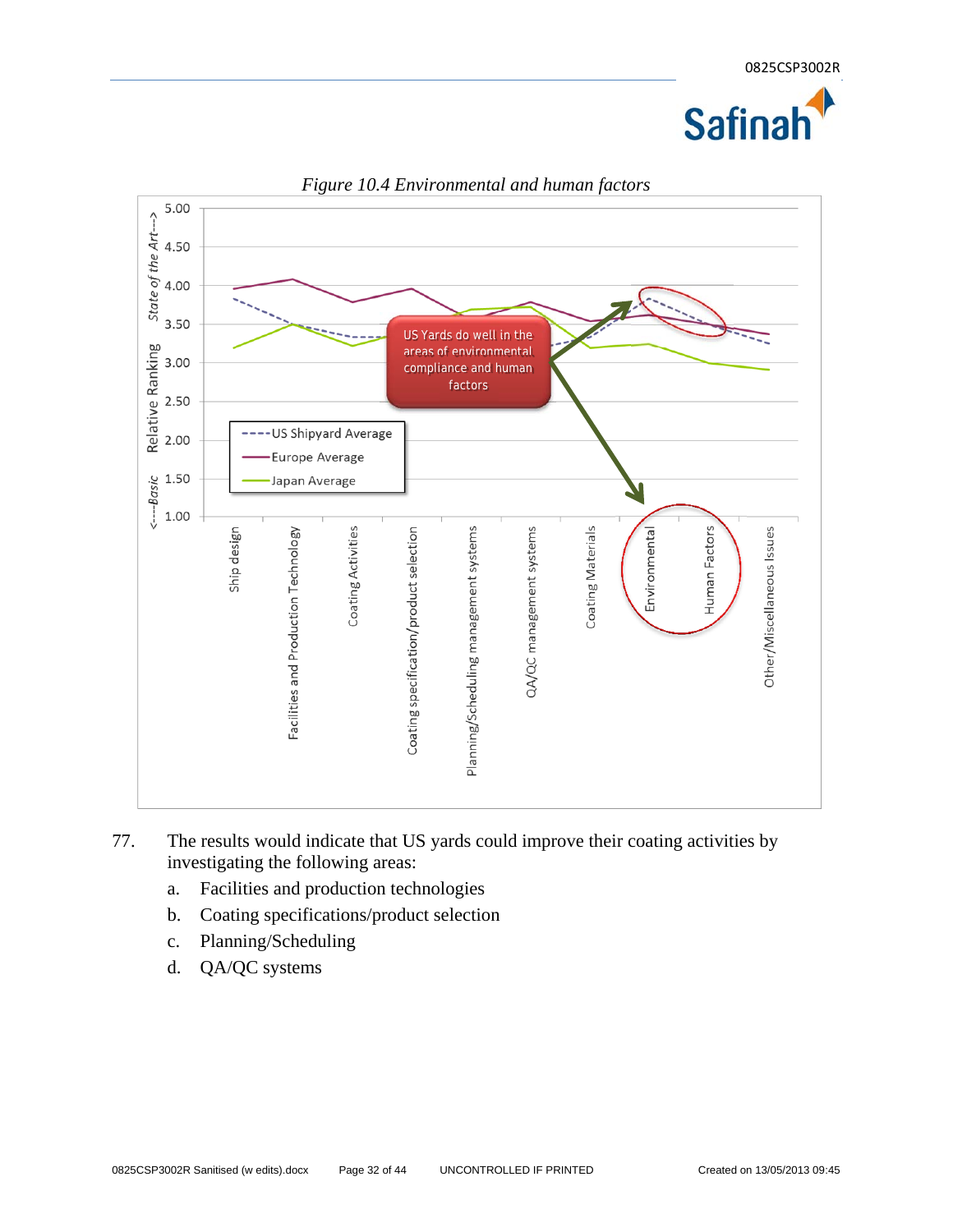*Figure 10.4 Environmental and human factors*

77. The results would indicate that US yards could improve their coating activities by investigating the following areas:

    a. Facilities and production technologies

    b. Coating specifications/product selection

    c. Planning/Scheduling

    d. QA/QC systems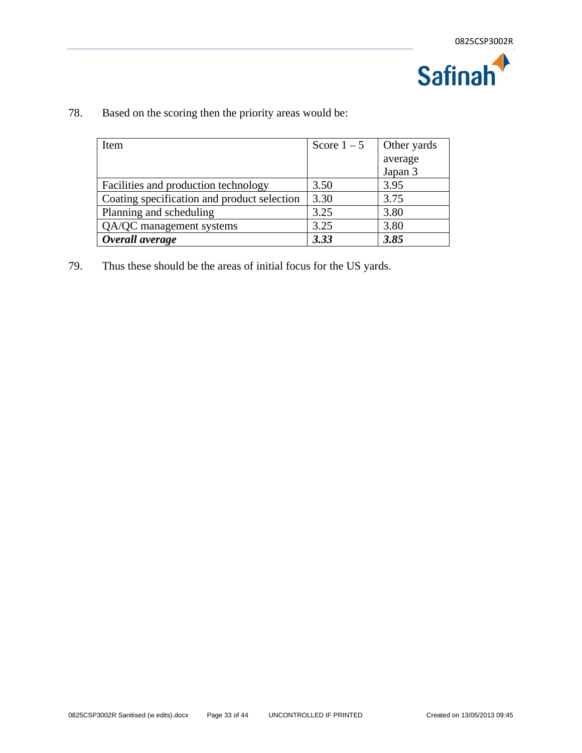78. Based on the scoring then the priority areas would be:

| Item | Score 1 – 5 | Other yards average Japan 3 |
|---|---|---|
| Facilities and production technology | 3.50 | 3.95 |
| Coating specification and product selection | 3.30 | 3.75 |
| Planning and scheduling | 3.25 | 3.80 |
| QA/QC management systems | 3.25 | 3.80 |
| ***Overall average*** | ***3.33*** | ***3.85*** |

79. Thus these should be the areas of initial focus for the US yards.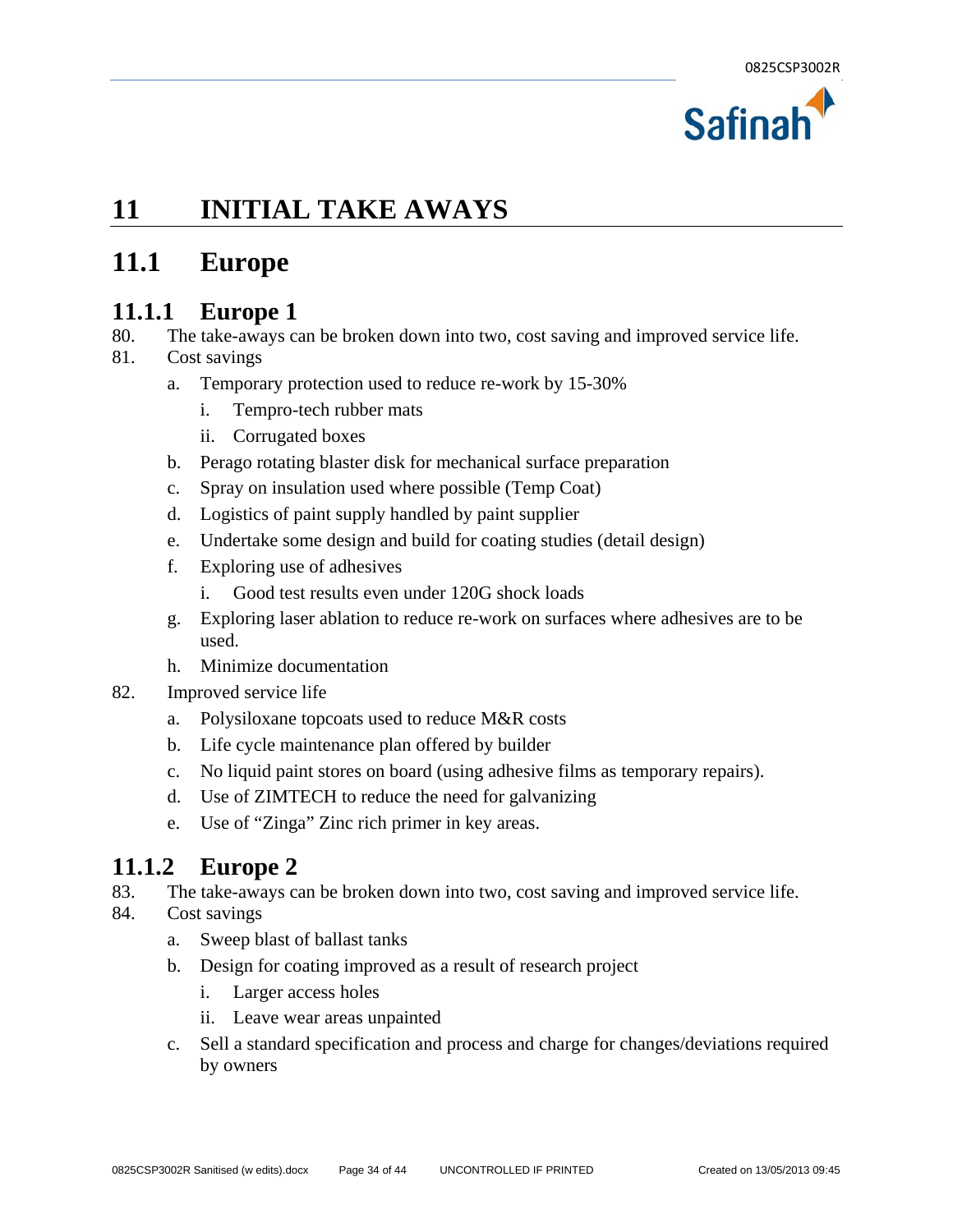# 11 INITIAL TAKE AWAYS

## 11.1 Europe

### 11.1.1 Europe 1

80. The take-aways can be broken down into two, cost saving and improved service life.
81. Cost savings
    a. Temporary protection used to reduce re-work by 15-30%
        i. Tempro-tech rubber mats
        ii. Corrugated boxes
    b. Perago rotating blaster disk for mechanical surface preparation
    c. Spray on insulation used where possible (Temp Coat)
    d. Logistics of paint supply handled by paint supplier
    e. Undertake some design and build for coating studies (detail design)
    f. Exploring use of adhesives
        i. Good test results even under 120G shock loads
    g. Exploring laser ablation to reduce re-work on surfaces where adhesives are to be used.
    h. Minimize documentation
82. Improved service life
    a. Polysiloxane topcoats used to reduce M&R costs
    b. Life cycle maintenance plan offered by builder
    c. No liquid paint stores on board (using adhesive films as temporary repairs).
    d. Use of ZIMTECH to reduce the need for galvanizing
    e. Use of "Zinga" Zinc rich primer in key areas.

### 11.1.2 Europe 2

83. The take-aways can be broken down into two, cost saving and improved service life.
84. Cost savings
    a. Sweep blast of ballast tanks
    b. Design for coating improved as a result of research project
        i. Larger access holes
        ii. Leave wear areas unpainted
    c. Sell a standard specification and process and charge for changes/deviations required by owners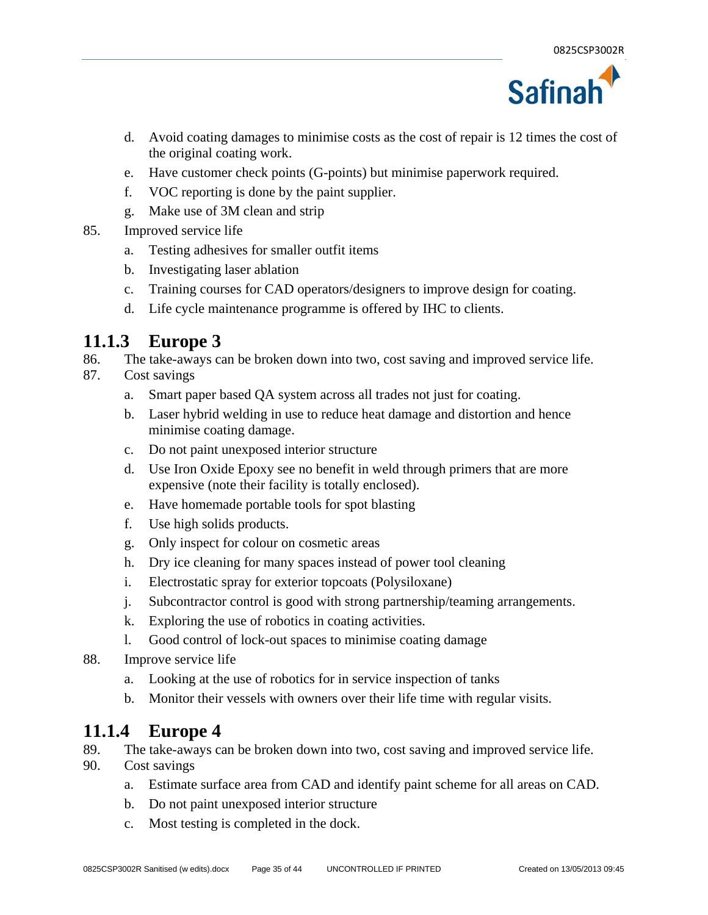d. Avoid coating damages to minimise costs as the cost of repair is 12 times the cost of the original coating work.
e. Have customer check points (G-points) but minimise paperwork required.
f. VOC reporting is done by the paint supplier.
g. Make use of 3M clean and strip

85. Improved service life
    a. Testing adhesives for smaller outfit items
    b. Investigating laser ablation
    c. Training courses for CAD operators/designers to improve design for coating.
    d. Life cycle maintenance programme is offered by IHC to clients.

### 11.1.3 Europe 3

86. The take-aways can be broken down into two, cost saving and improved service life.
87. Cost savings
    a. Smart paper based QA system across all trades not just for coating.
    b. Laser hybrid welding in use to reduce heat damage and distortion and hence minimise coating damage.
    c. Do not paint unexposed interior structure
    d. Use Iron Oxide Epoxy see no benefit in weld through primers that are more expensive (note their facility is totally enclosed).
    e. Have homemade portable tools for spot blasting
    f. Use high solids products.
    g. Only inspect for colour on cosmetic areas
    h. Dry ice cleaning for many spaces instead of power tool cleaning
    i. Electrostatic spray for exterior topcoats (Polysiloxane)
    j. Subcontractor control is good with strong partnership/teaming arrangements.
    k. Exploring the use of robotics in coating activities.
    l. Good control of lock-out spaces to minimise coating damage
88. Improve service life
    a. Looking at the use of robotics for in service inspection of tanks
    b. Monitor their vessels with owners over their life time with regular visits.

### 11.1.4 Europe 4

89. The take-aways can be broken down into two, cost saving and improved service life.
90. Cost savings
    a. Estimate surface area from CAD and identify paint scheme for all areas on CAD.
    b. Do not paint unexposed interior structure
    c. Most testing is completed in the dock.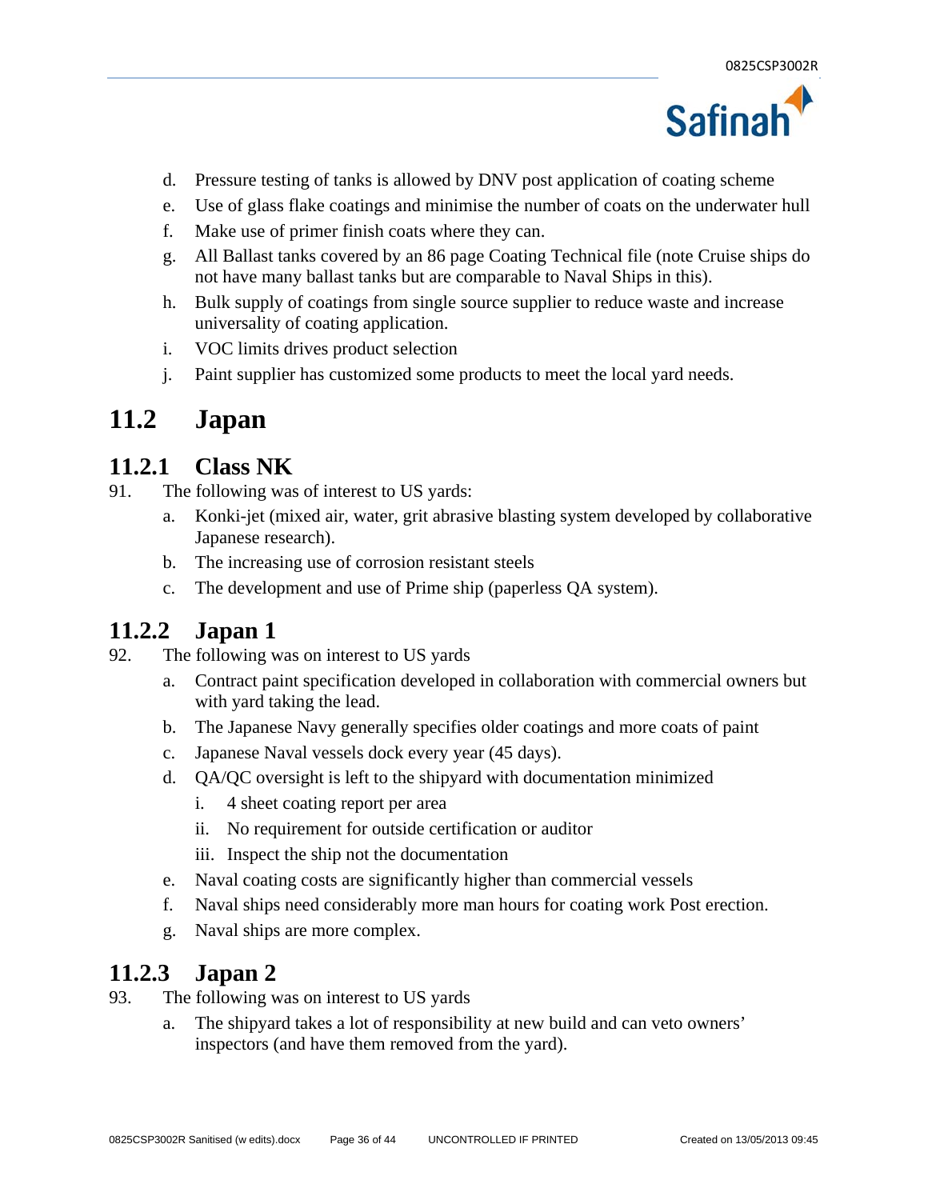d. Pressure testing of tanks is allowed by DNV post application of coating scheme
e. Use of glass flake coatings and minimise the number of coats on the underwater hull
f. Make use of primer finish coats where they can.
g. All Ballast tanks covered by an 86 page Coating Technical file (note Cruise ships do not have many ballast tanks but are comparable to Naval Ships in this).
h. Bulk supply of coatings from single source supplier to reduce waste and increase universality of coating application.
i. VOC limits drives product selection
j. Paint supplier has customized some products to meet the local yard needs.

## 11.2 Japan

### 11.2.1 Class NK

91. The following was of interest to US yards:
    a. Konki-jet (mixed air, water, grit abrasive blasting system developed by collaborative Japanese research).
    b. The increasing use of corrosion resistant steels
    c. The development and use of Prime ship (paperless QA system).

### 11.2.2 Japan 1

92. The following was on interest to US yards
    a. Contract paint specification developed in collaboration with commercial owners but with yard taking the lead.
    b. The Japanese Navy generally specifies older coatings and more coats of paint
    c. Japanese Naval vessels dock every year (45 days).
    d. QA/QC oversight is left to the shipyard with documentation minimized
        i. 4 sheet coating report per area
        ii. No requirement for outside certification or auditor
        iii. Inspect the ship not the documentation
    e. Naval coating costs are significantly higher than commercial vessels
    f. Naval ships need considerably more man hours for coating work Post erection.
    g. Naval ships are more complex.

### 11.2.3 Japan 2

93. The following was on interest to US yards
    a. The shipyard takes a lot of responsibility at new build and can veto owners' inspectors (and have them removed from the yard).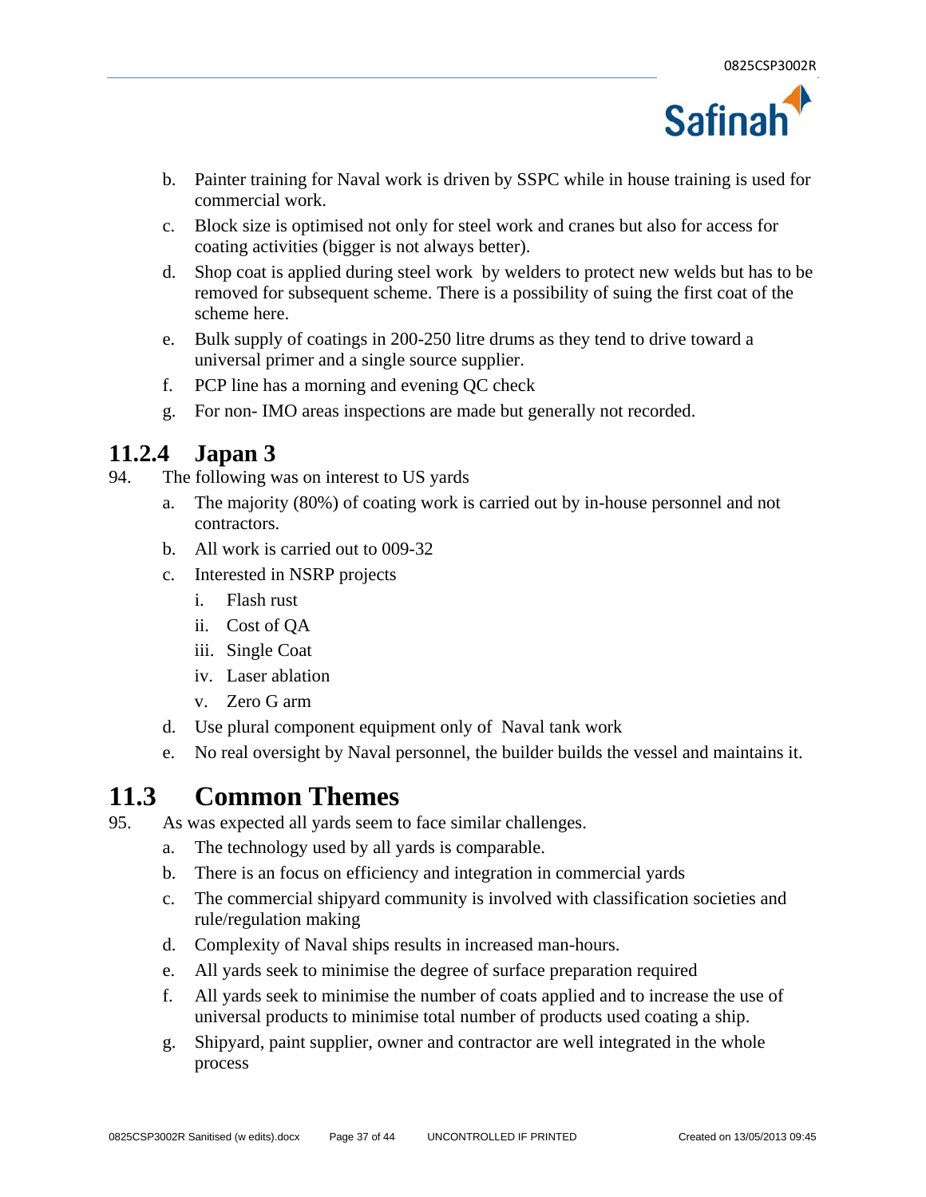b. Painter training for Naval work is driven by SSPC while in house training is used for commercial work.

c. Block size is optimised not only for steel work and cranes but also for access for coating activities (bigger is not always better).

d. Shop coat is applied during steel work by welders to protect new welds but has to be removed for subsequent scheme. There is a possibility of suing the first coat of the scheme here.

e. Bulk supply of coatings in 200-250 litre drums as they tend to drive toward a universal primer and a single source supplier.

f. PCP line has a morning and evening QC check

g. For non- IMO areas inspections are made but generally not recorded.

### 11.2.4 Japan 3

94. The following was on interest to US yards

a. The majority (80%) of coating work is carried out by in-house personnel and not contractors.

b. All work is carried out to 009-32

c. Interested in NSRP projects

   i. Flash rust

   ii. Cost of QA

   iii. Single Coat

   iv. Laser ablation

   v. Zero G arm

d. Use plural component equipment only of Naval tank work

e. No real oversight by Naval personnel, the builder builds the vessel and maintains it.

## 11.3 Common Themes

95. As was expected all yards seem to face similar challenges.

a. The technology used by all yards is comparable.

b. There is an focus on efficiency and integration in commercial yards

c. The commercial shipyard community is involved with classification societies and rule/regulation making

d. Complexity of Naval ships results in increased man-hours.

e. All yards seek to minimise the degree of surface preparation required

f. All yards seek to minimise the number of coats applied and to increase the use of universal products to minimise total number of products used coating a ship.

g. Shipyard, paint supplier, owner and contractor are well integrated in the whole process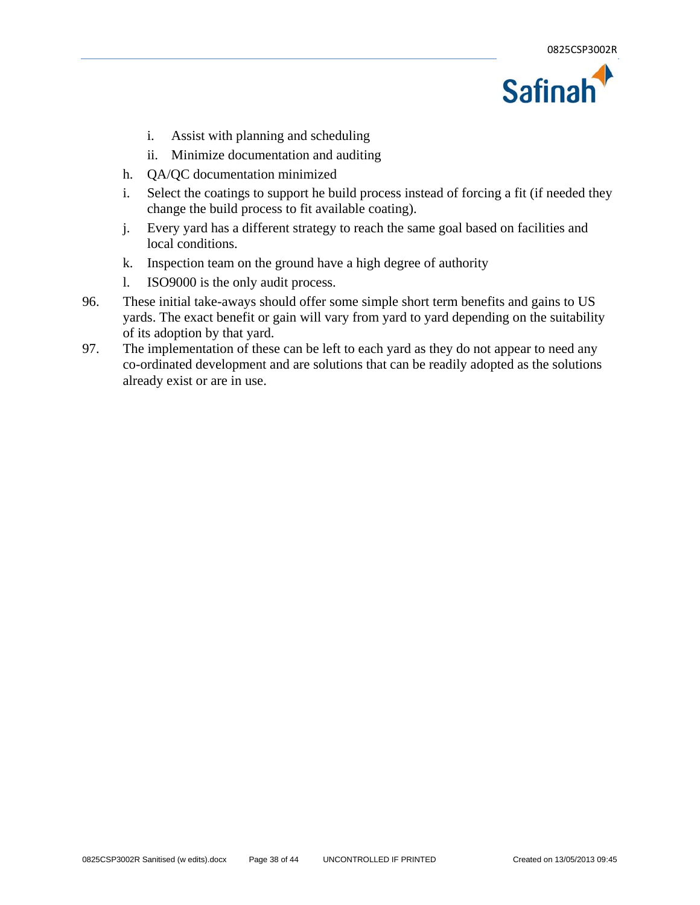i. Assist with planning and scheduling
   ii. Minimize documentation and auditing

h. QA/QC documentation minimized

i. Select the coatings to support he build process instead of forcing a fit (if needed they change the build process to fit available coating).

j. Every yard has a different strategy to reach the same goal based on facilities and local conditions.

k. Inspection team on the ground have a high degree of authority

l. ISO9000 is the only audit process.

96. These initial take-aways should offer some simple short term benefits and gains to US yards. The exact benefit or gain will vary from yard to yard depending on the suitability of its adoption by that yard.

97. The implementation of these can be left to each yard as they do not appear to need any co-ordinated development and are solutions that can be readily adopted as the solutions already exist or are in use.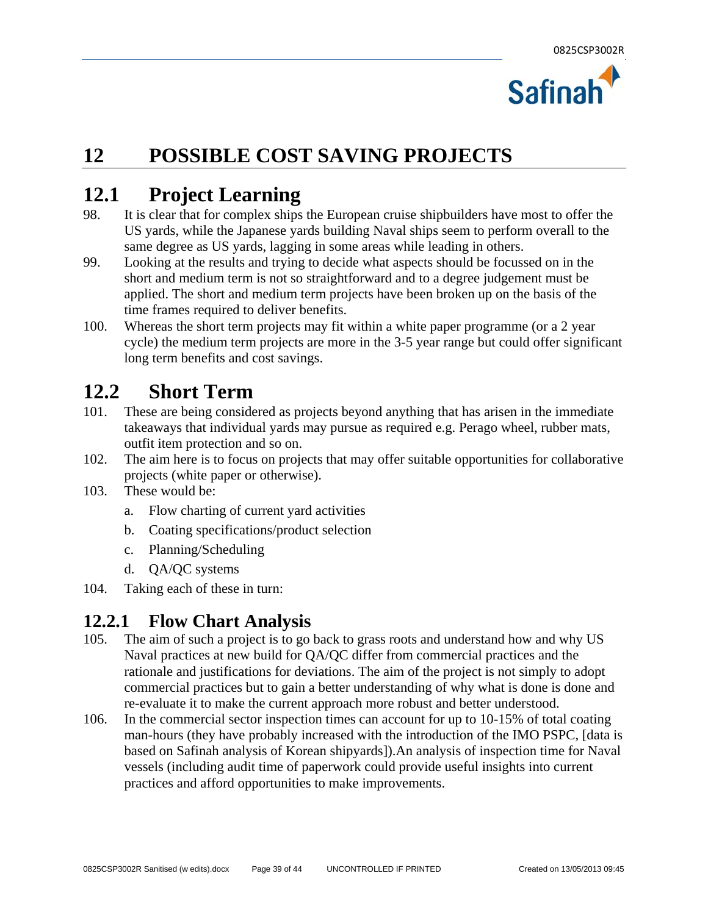# 12 POSSIBLE COST SAVING PROJECTS

## 12.1 Project Learning

98. It is clear that for complex ships the European cruise shipbuilders have most to offer the US yards, while the Japanese yards building Naval ships seem to perform overall to the same degree as US yards, lagging in some areas while leading in others.

99. Looking at the results and trying to decide what aspects should be focussed on in the short and medium term is not so straightforward and to a degree judgement must be applied. The short and medium term projects have been broken up on the basis of the time frames required to deliver benefits.

100. Whereas the short term projects may fit within a white paper programme (or a 2 year cycle) the medium term projects are more in the 3-5 year range but could offer significant long term benefits and cost savings.

## 12.2 Short Term

101. These are being considered as projects beyond anything that has arisen in the immediate takeaways that individual yards may pursue as required e.g. Perago wheel, rubber mats, outfit item protection and so on.

102. The aim here is to focus on projects that may offer suitable opportunities for collaborative projects (white paper or otherwise).

103. These would be:

    a. Flow charting of current yard activities

    b. Coating specifications/product selection

    c. Planning/Scheduling

    d. QA/QC systems

104. Taking each of these in turn:

### 12.2.1 Flow Chart Analysis

105. The aim of such a project is to go back to grass roots and understand how and why US Naval practices at new build for QA/QC differ from commercial practices and the rationale and justifications for deviations. The aim of the project is not simply to adopt commercial practices but to gain a better understanding of why what is done is done and re-evaluate it to make the current approach more robust and better understood.

106. In the commercial sector inspection times can account for up to 10-15% of total coating man-hours (they have probably increased with the introduction of the IMO PSPC, [data is based on Safinah analysis of Korean shipyards]).An analysis of inspection time for Naval vessels (including audit time of paperwork could provide useful insights into current practices and afford opportunities to make improvements.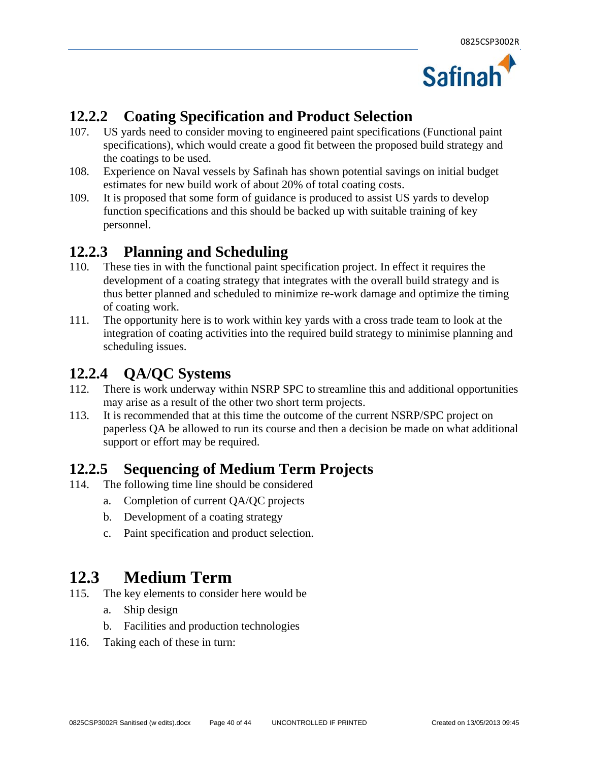### 12.2.2 Coating Specification and Product Selection

107. US yards need to consider moving to engineered paint specifications (Functional paint specifications), which would create a good fit between the proposed build strategy and the coatings to be used.

108. Experience on Naval vessels by Safinah has shown potential savings on initial budget estimates for new build work of about 20% of total coating costs.

109. It is proposed that some form of guidance is produced to assist US yards to develop function specifications and this should be backed up with suitable training of key personnel.

### 12.2.3 Planning and Scheduling

110. These ties in with the functional paint specification project. In effect it requires the development of a coating strategy that integrates with the overall build strategy and is thus better planned and scheduled to minimize re-work damage and optimize the timing of coating work.

111. The opportunity here is to work within key yards with a cross trade team to look at the integration of coating activities into the required build strategy to minimise planning and scheduling issues.

### 12.2.4 QA/QC Systems

112. There is work underway within NSRP SPC to streamline this and additional opportunities may arise as a result of the other two short term projects.

113. It is recommended that at this time the outcome of the current NSRP/SPC project on paperless QA be allowed to run its course and then a decision be made on what additional support or effort may be required.

### 12.2.5 Sequencing of Medium Term Projects

114. The following time line should be considered
    a. Completion of current QA/QC projects
    b. Development of a coating strategy
    c. Paint specification and product selection.

## 12.3 Medium Term

115. The key elements to consider here would be
    a. Ship design
    b. Facilities and production technologies

116. Taking each of these in turn: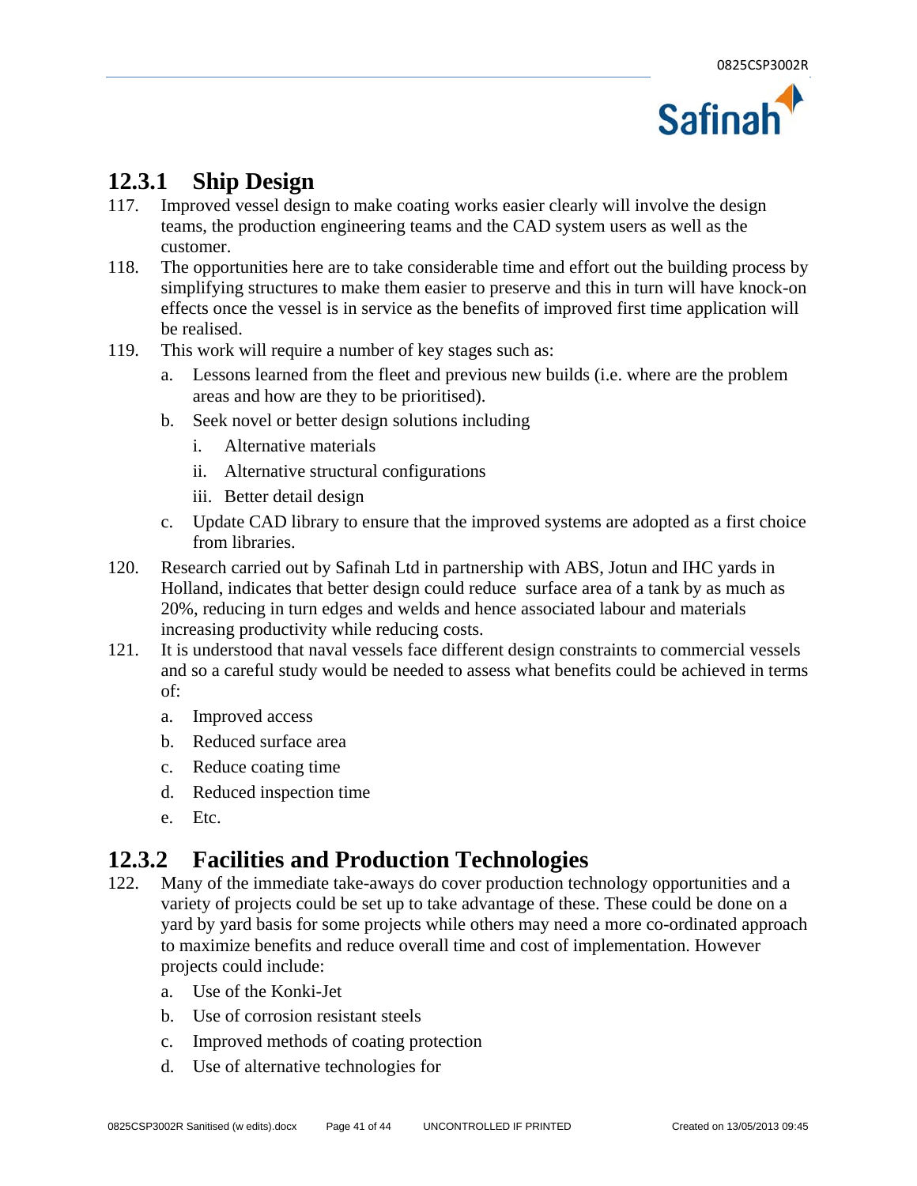### 12.3.1 Ship Design

117. Improved vessel design to make coating works easier clearly will involve the design teams, the production engineering teams and the CAD system users as well as the customer.

118. The opportunities here are to take considerable time and effort out the building process by simplifying structures to make them easier to preserve and this in turn will have knock-on effects once the vessel is in service as the benefits of improved first time application will be realised.

119. This work will require a number of key stages such as:

    a. Lessons learned from the fleet and previous new builds (i.e. where are the problem areas and how are they to be prioritised).

    b. Seek novel or better design solutions including

        i. Alternative materials

        ii. Alternative structural configurations

        iii. Better detail design

    c. Update CAD library to ensure that the improved systems are adopted as a first choice from libraries.

120. Research carried out by Safinah Ltd in partnership with ABS, Jotun and IHC yards in Holland, indicates that better design could reduce surface area of a tank by as much as 20%, reducing in turn edges and welds and hence associated labour and materials increasing productivity while reducing costs.

121. It is understood that naval vessels face different design constraints to commercial vessels and so a careful study would be needed to assess what benefits could be achieved in terms of:

    a. Improved access

    b. Reduced surface area

    c. Reduce coating time

    d. Reduced inspection time

    e. Etc.

### 12.3.2 Facilities and Production Technologies

122. Many of the immediate take-aways do cover production technology opportunities and a variety of projects could be set up to take advantage of these. These could be done on a yard by yard basis for some projects while others may need a more co-ordinated approach to maximize benefits and reduce overall time and cost of implementation. However projects could include:

    a. Use of the Konki-Jet

    b. Use of corrosion resistant steels

    c. Improved methods of coating protection

    d. Use of alternative technologies for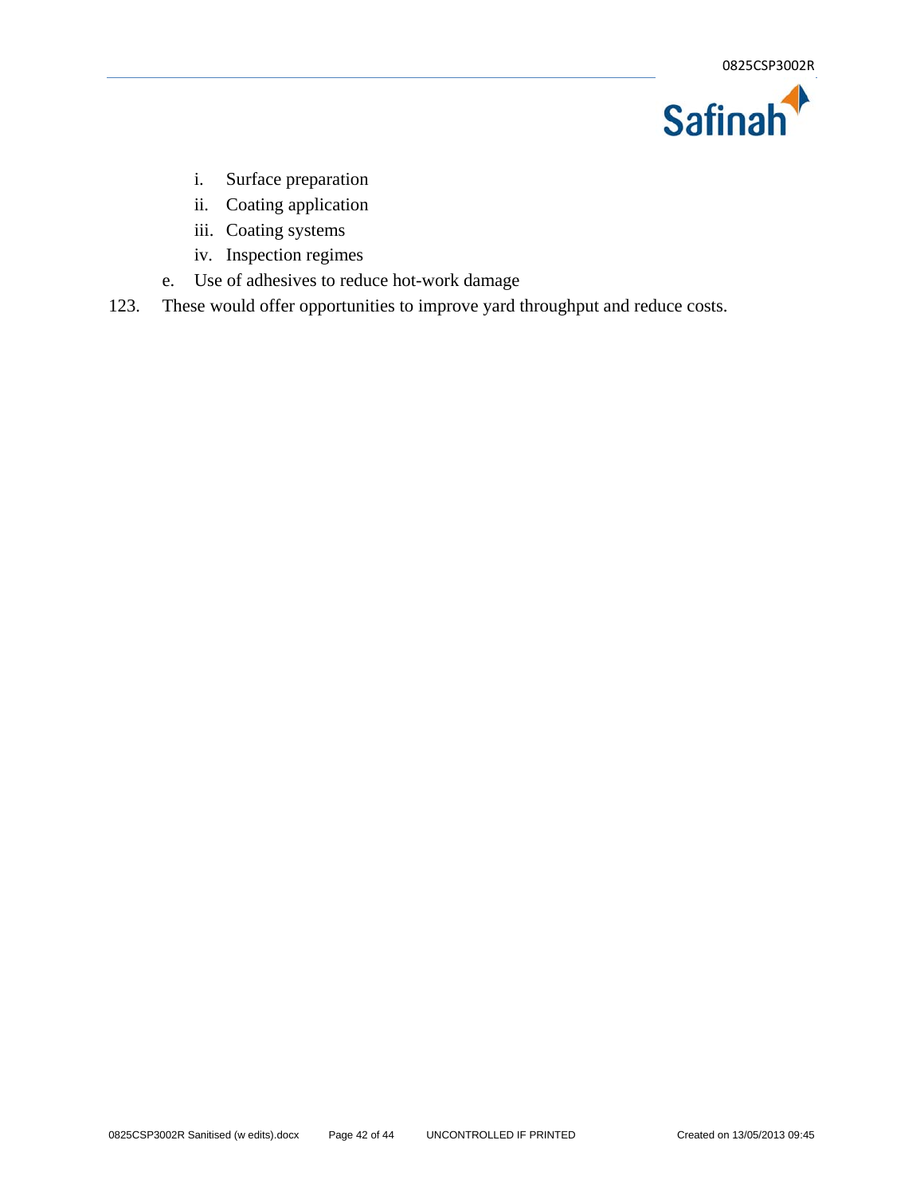i. Surface preparation
    ii. Coating application
    iii. Coating systems
    iv. Inspection regimes

  e. Use of adhesives to reduce hot-work damage

123. These would offer opportunities to improve yard throughput and reduce costs.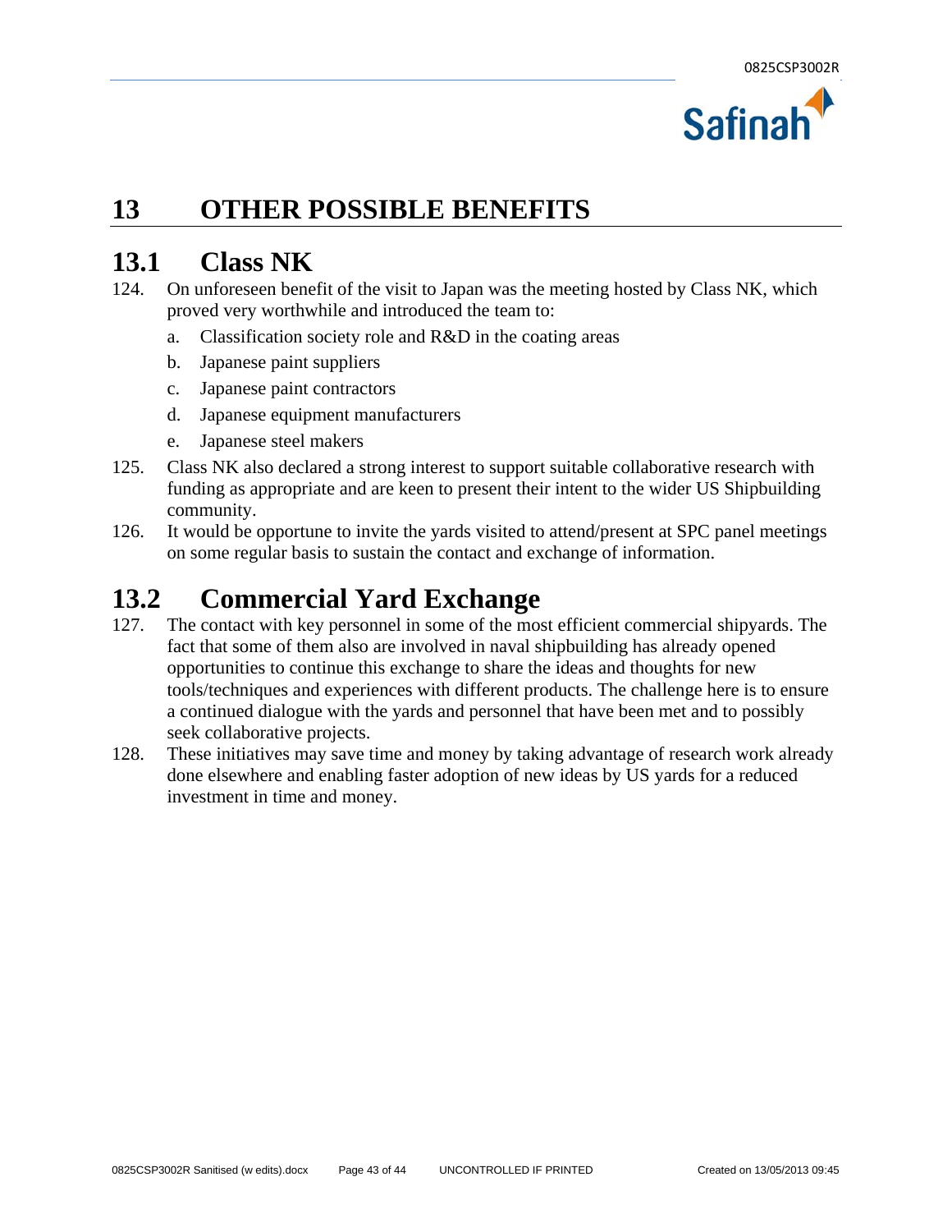# 13 OTHER POSSIBLE BENEFITS

## 13.1 Class NK

124. On unforeseen benefit of the visit to Japan was the meeting hosted by Class NK, which proved very worthwhile and introduced the team to:

    a. Classification society role and R&D in the coating areas

    b. Japanese paint suppliers

    c. Japanese paint contractors

    d. Japanese equipment manufacturers

    e. Japanese steel makers

125. Class NK also declared a strong interest to support suitable collaborative research with funding as appropriate and are keen to present their intent to the wider US Shipbuilding community.

126. It would be opportune to invite the yards visited to attend/present at SPC panel meetings on some regular basis to sustain the contact and exchange of information.

## 13.2 Commercial Yard Exchange

127. The contact with key personnel in some of the most efficient commercial shipyards. The fact that some of them also are involved in naval shipbuilding has already opened opportunities to continue this exchange to share the ideas and thoughts for new tools/techniques and experiences with different products. The challenge here is to ensure a continued dialogue with the yards and personnel that have been met and to possibly seek collaborative projects.

128. These initiatives may save time and money by taking advantage of research work already done elsewhere and enabling faster adoption of new ideas by US yards for a reduced investment in time and money.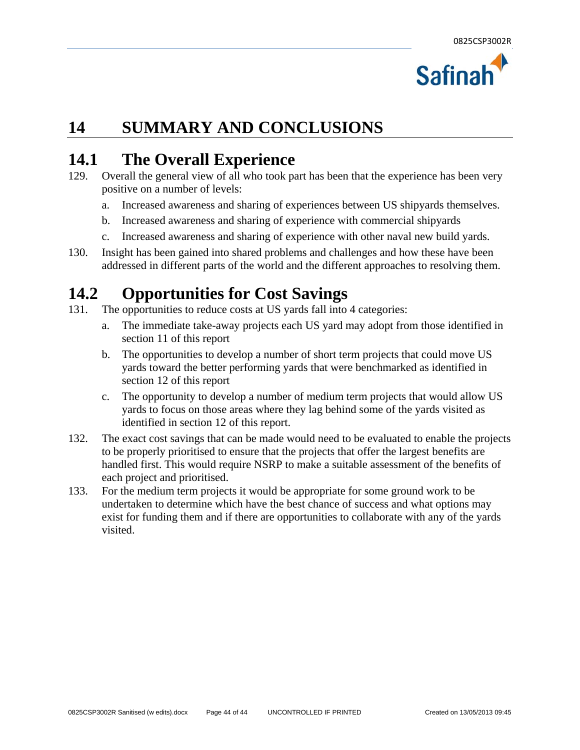# 14 SUMMARY AND CONCLUSIONS

## 14.1 The Overall Experience

129. Overall the general view of all who took part has been that the experience has been very positive on a number of levels:

    a. Increased awareness and sharing of experiences between US shipyards themselves.

    b. Increased awareness and sharing of experience with commercial shipyards

    c. Increased awareness and sharing of experience with other naval new build yards.

130. Insight has been gained into shared problems and challenges and how these have been addressed in different parts of the world and the different approaches to resolving them.

## 14.2 Opportunities for Cost Savings

131. The opportunities to reduce costs at US yards fall into 4 categories:

    a. The immediate take-away projects each US yard may adopt from those identified in section 11 of this report

    b. The opportunities to develop a number of short term projects that could move US yards toward the better performing yards that were benchmarked as identified in section 12 of this report

    c. The opportunity to develop a number of medium term projects that would allow US yards to focus on those areas where they lag behind some of the yards visited as identified in section 12 of this report.

132. The exact cost savings that can be made would need to be evaluated to enable the projects to be properly prioritised to ensure that the projects that offer the largest benefits are handled first. This would require NSRP to make a suitable assessment of the benefits of each project and prioritised.

133. For the medium term projects it would be appropriate for some ground work to be undertaken to determine which have the best chance of success and what options may exist for funding them and if there are opportunities to collaborate with any of the yards visited.